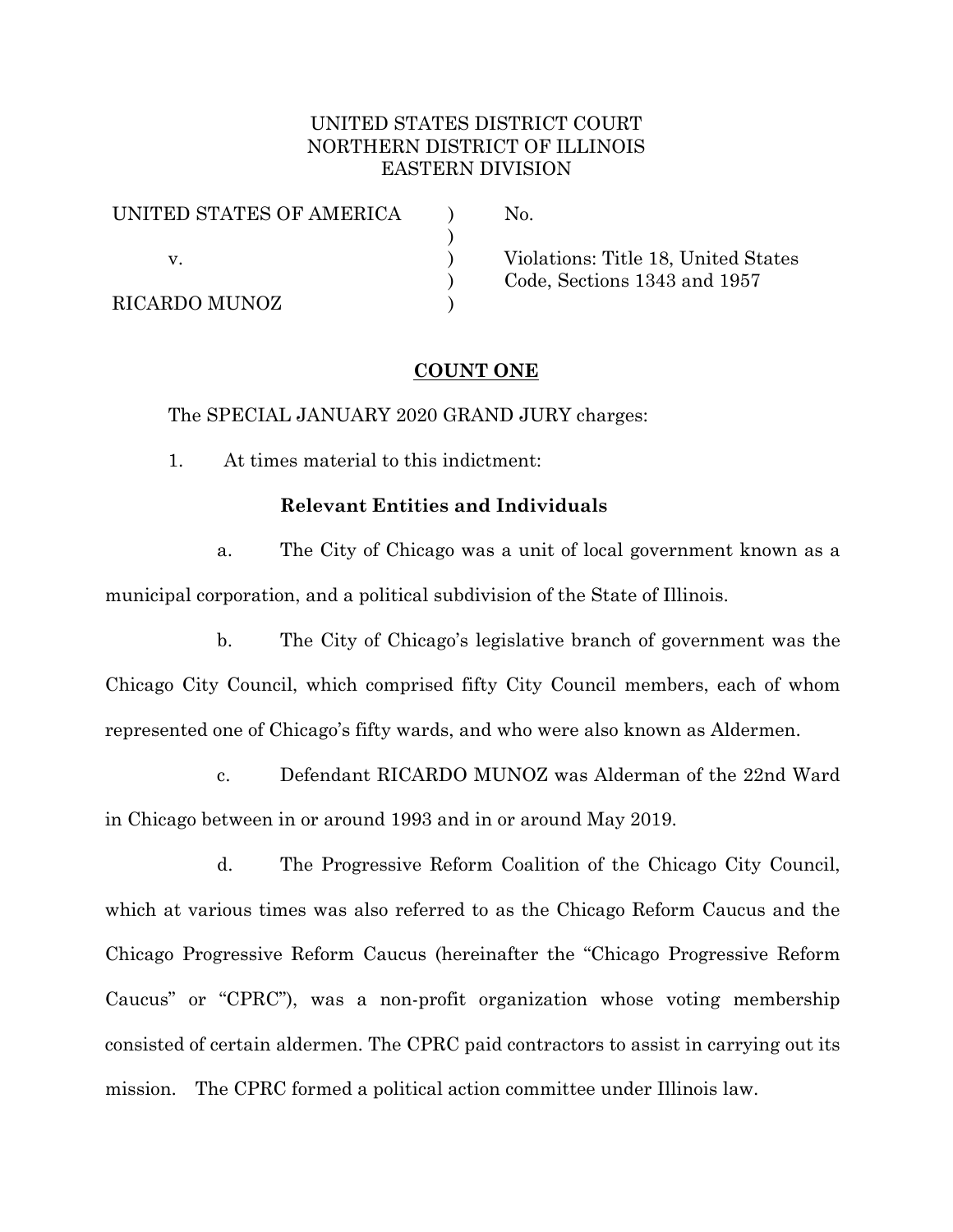UNITED STATES DISTRICT COURT
NORTHERN DISTRICT OF ILLINOIS
EASTERN DIVISION

| | | |
|---|---|---|
| UNITED STATES OF AMERICA | ) | No. |
| | ) | |
| v. | ) | Violations: Title 18, United States |
| | ) | Code, Sections 1343 and 1957 |
| RICARDO MUNOZ | ) | |

## COUNT ONE

The SPECIAL JANUARY 2020 GRAND JURY charges:

1. At times material to this indictment:

### Relevant Entities and Individuals

a. The City of Chicago was a unit of local government known as a municipal corporation, and a political subdivision of the State of Illinois.

b. The City of Chicago's legislative branch of government was the Chicago City Council, which comprised fifty City Council members, each of whom represented one of Chicago's fifty wards, and who were also known as Aldermen.

c. Defendant RICARDO MUNOZ was Alderman of the 22nd Ward in Chicago between in or around 1993 and in or around May 2019.

d. The Progressive Reform Coalition of the Chicago City Council, which at various times was also referred to as the Chicago Reform Caucus and the Chicago Progressive Reform Caucus (hereinafter the "Chicago Progressive Reform Caucus" or "CPRC"), was a non-profit organization whose voting membership consisted of certain aldermen. The CPRC paid contractors to assist in carrying out its mission. The CPRC formed a political action committee under Illinois law.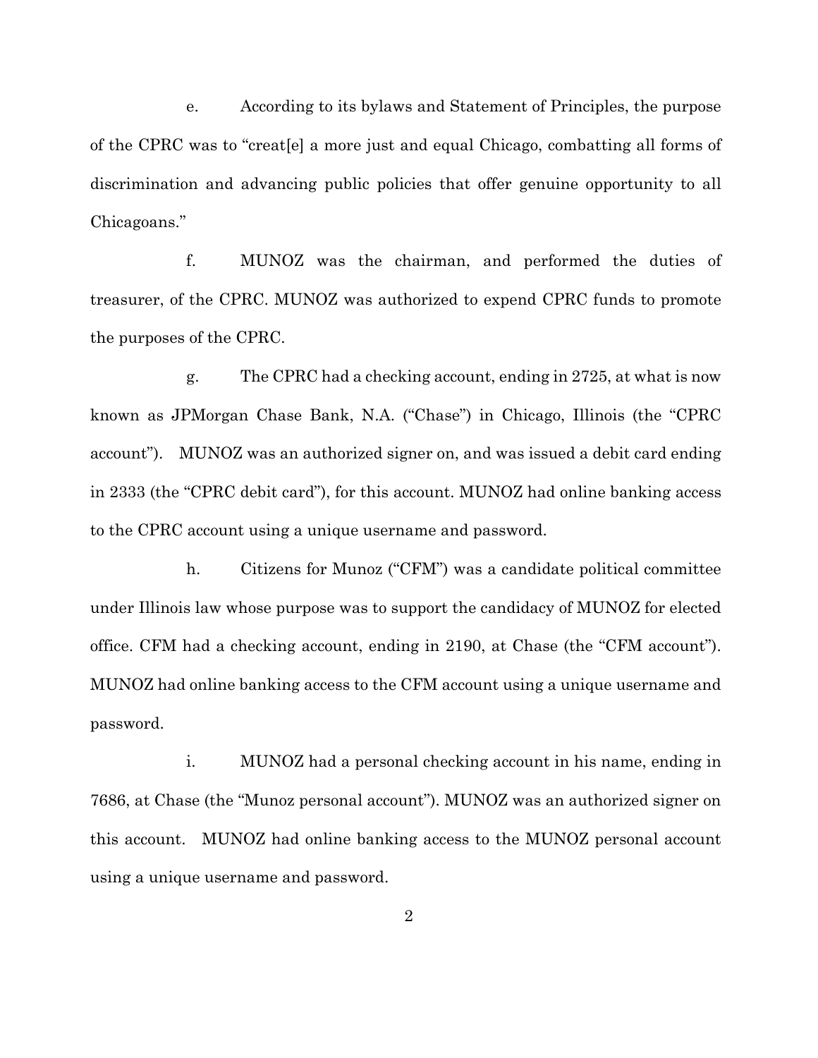e. According to its bylaws and Statement of Principles, the purpose of the CPRC was to "creat[e] a more just and equal Chicago, combatting all forms of discrimination and advancing public policies that offer genuine opportunity to all Chicagoans."

f. MUNOZ was the chairman, and performed the duties of treasurer, of the CPRC. MUNOZ was authorized to expend CPRC funds to promote the purposes of the CPRC.

g. The CPRC had a checking account, ending in 2725, at what is now known as JPMorgan Chase Bank, N.A. ("Chase") in Chicago, Illinois (the "CPRC account"). MUNOZ was an authorized signer on, and was issued a debit card ending in 2333 (the "CPRC debit card"), for this account. MUNOZ had online banking access to the CPRC account using a unique username and password.

h. Citizens for Munoz ("CFM") was a candidate political committee under Illinois law whose purpose was to support the candidacy of MUNOZ for elected office. CFM had a checking account, ending in 2190, at Chase (the "CFM account"). MUNOZ had online banking access to the CFM account using a unique username and password.

i. MUNOZ had a personal checking account in his name, ending in 7686, at Chase (the "Munoz personal account"). MUNOZ was an authorized signer on this account. MUNOZ had online banking access to the MUNOZ personal account using a unique username and password.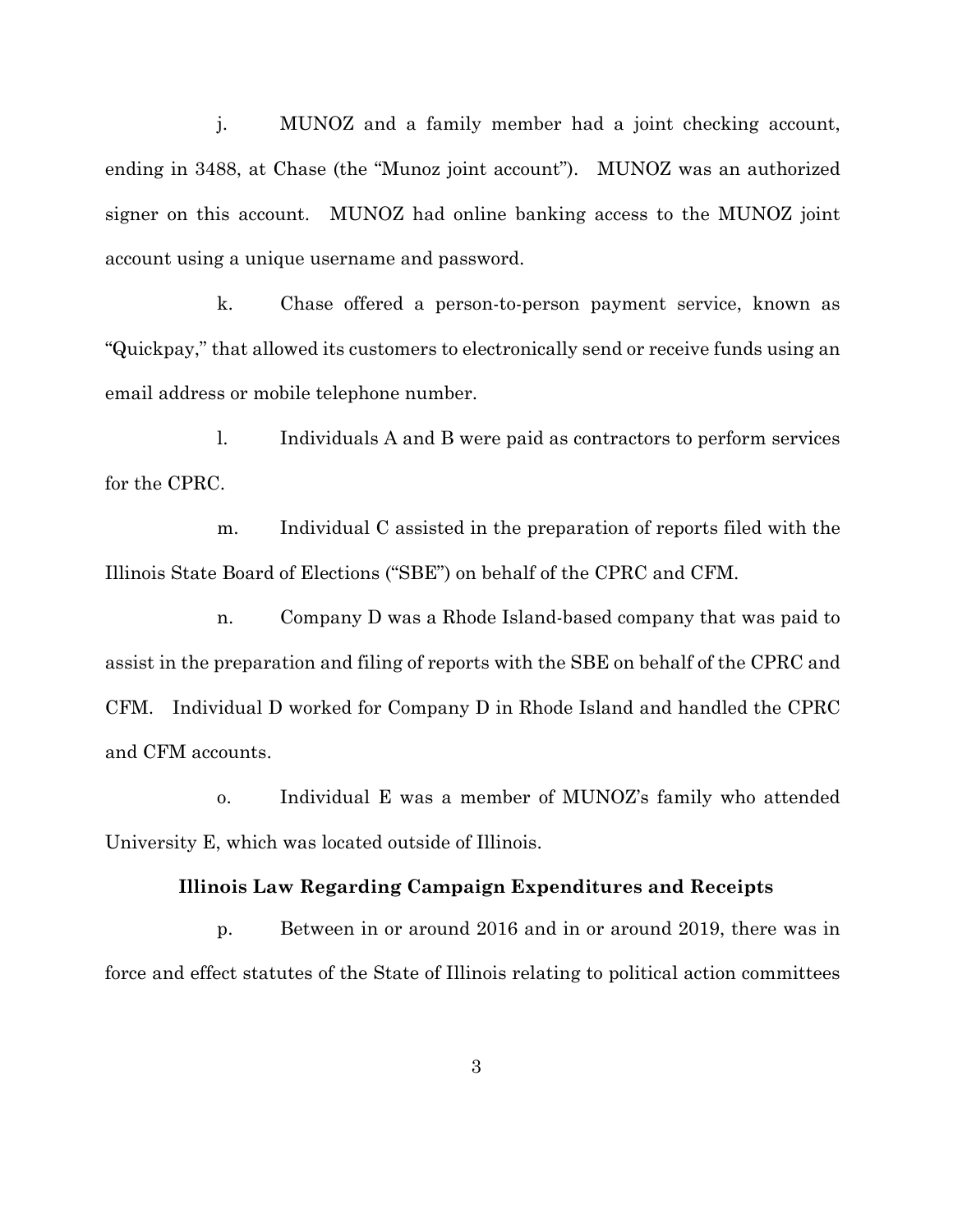j. MUNOZ and a family member had a joint checking account, ending in 3488, at Chase (the "Munoz joint account"). MUNOZ was an authorized signer on this account. MUNOZ had online banking access to the MUNOZ joint account using a unique username and password.

k. Chase offered a person-to-person payment service, known as "Quickpay," that allowed its customers to electronically send or receive funds using an email address or mobile telephone number.

l. Individuals A and B were paid as contractors to perform services for the CPRC.

m. Individual C assisted in the preparation of reports filed with the Illinois State Board of Elections ("SBE") on behalf of the CPRC and CFM.

n. Company D was a Rhode Island-based company that was paid to assist in the preparation and filing of reports with the SBE on behalf of the CPRC and CFM. Individual D worked for Company D in Rhode Island and handled the CPRC and CFM accounts.

o. Individual E was a member of MUNOZ's family who attended University E, which was located outside of Illinois.

**Illinois Law Regarding Campaign Expenditures and Receipts**

p. Between in or around 2016 and in or around 2019, there was in force and effect statutes of the State of Illinois relating to political action committees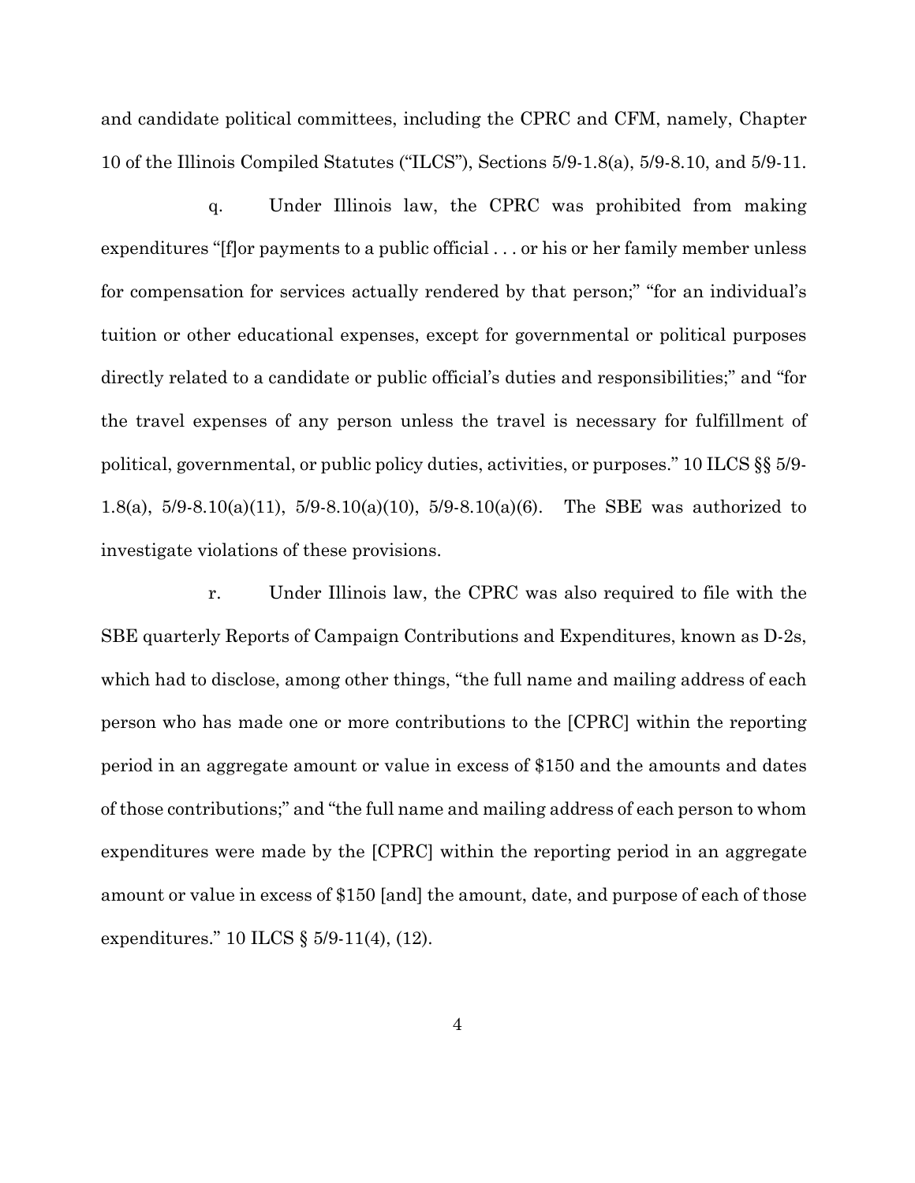and candidate political committees, including the CPRC and CFM, namely, Chapter 10 of the Illinois Compiled Statutes ("ILCS"), Sections 5/9-1.8(a), 5/9-8.10, and 5/9-11.

q. Under Illinois law, the CPRC was prohibited from making expenditures "[f]or payments to a public official . . . or his or her family member unless for compensation for services actually rendered by that person;" "for an individual's tuition or other educational expenses, except for governmental or political purposes directly related to a candidate or public official's duties and responsibilities;" and "for the travel expenses of any person unless the travel is necessary for fulfillment of political, governmental, or public policy duties, activities, or purposes." 10 ILCS §§ 5/9-1.8(a), 5/9-8.10(a)(11), 5/9-8.10(a)(10), 5/9-8.10(a)(6). The SBE was authorized to investigate violations of these provisions.

r. Under Illinois law, the CPRC was also required to file with the SBE quarterly Reports of Campaign Contributions and Expenditures, known as D-2s, which had to disclose, among other things, "the full name and mailing address of each person who has made one or more contributions to the [CPRC] within the reporting period in an aggregate amount or value in excess of $150 and the amounts and dates of those contributions;" and "the full name and mailing address of each person to whom expenditures were made by the [CPRC] within the reporting period in an aggregate amount or value in excess of $150 [and] the amount, date, and purpose of each of those expenditures." 10 ILCS § 5/9-11(4), (12).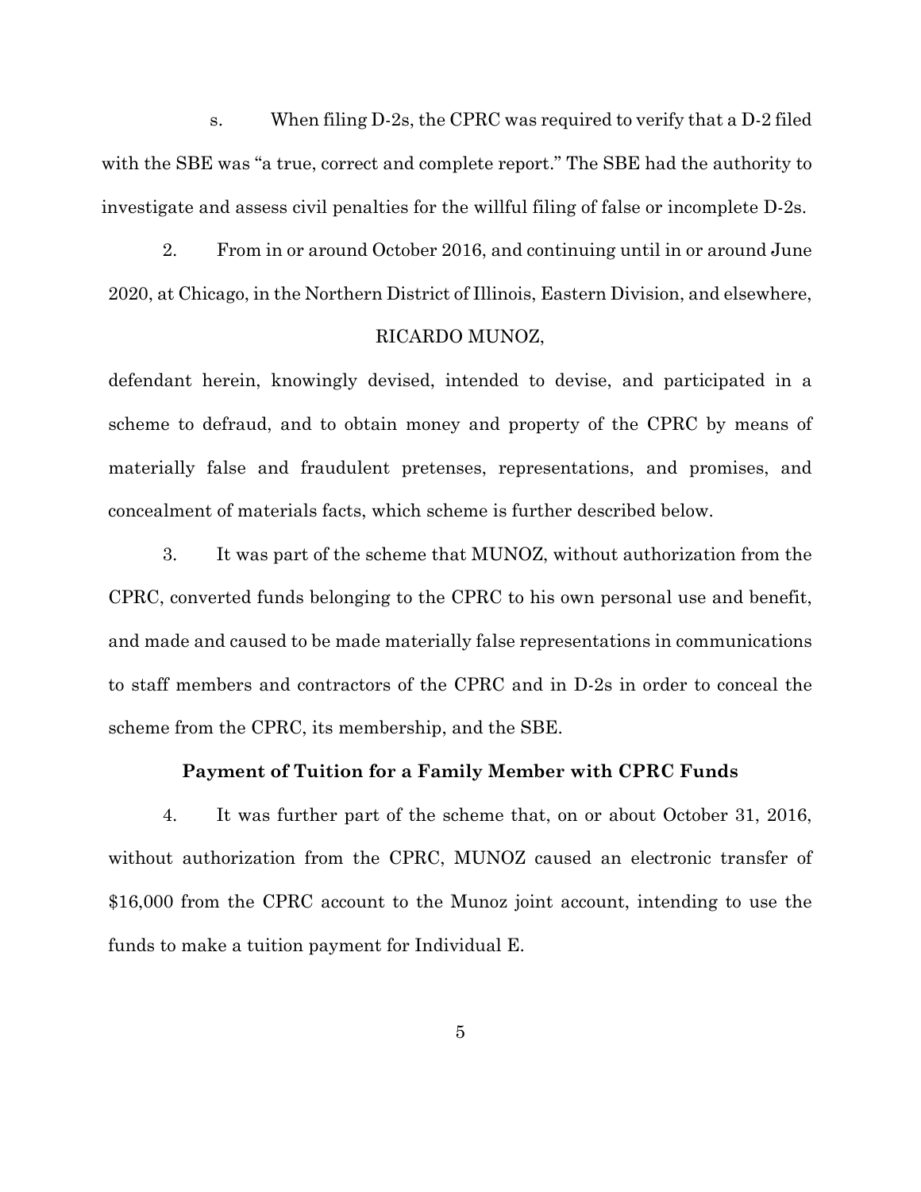s. When filing D-2s, the CPRC was required to verify that a D-2 filed with the SBE was "a true, correct and complete report." The SBE had the authority to investigate and assess civil penalties for the willful filing of false or incomplete D-2s.

2. From in or around October 2016, and continuing until in or around June 2020, at Chicago, in the Northern District of Illinois, Eastern Division, and elsewhere,

RICARDO MUNOZ,

defendant herein, knowingly devised, intended to devise, and participated in a scheme to defraud, and to obtain money and property of the CPRC by means of materially false and fraudulent pretenses, representations, and promises, and concealment of materials facts, which scheme is further described below.

3. It was part of the scheme that MUNOZ, without authorization from the CPRC, converted funds belonging to the CPRC to his own personal use and benefit, and made and caused to be made materially false representations in communications to staff members and contractors of the CPRC and in D-2s in order to conceal the scheme from the CPRC, its membership, and the SBE.

**Payment of Tuition for a Family Member with CPRC Funds**

4. It was further part of the scheme that, on or about October 31, 2016, without authorization from the CPRC, MUNOZ caused an electronic transfer of $16,000 from the CPRC account to the Munoz joint account, intending to use the funds to make a tuition payment for Individual E.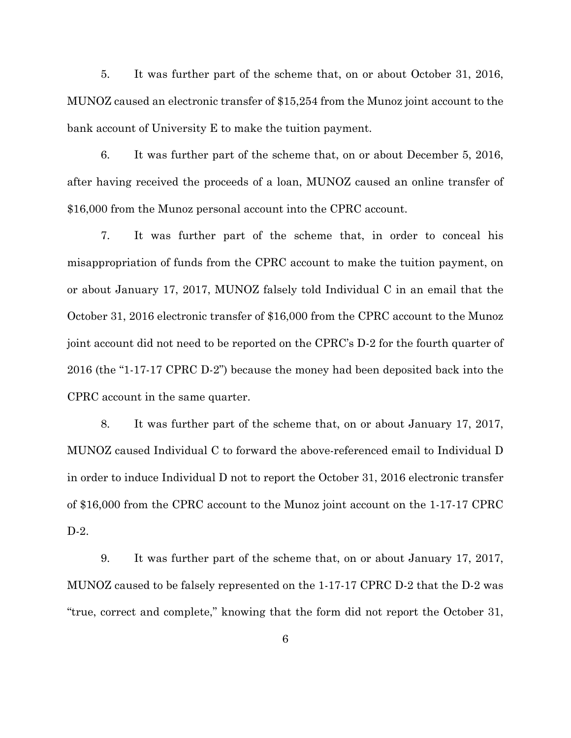5. It was further part of the scheme that, on or about October 31, 2016, MUNOZ caused an electronic transfer of $15,254 from the Munoz joint account to the bank account of University E to make the tuition payment.

6. It was further part of the scheme that, on or about December 5, 2016, after having received the proceeds of a loan, MUNOZ caused an online transfer of $16,000 from the Munoz personal account into the CPRC account.

7. It was further part of the scheme that, in order to conceal his misappropriation of funds from the CPRC account to make the tuition payment, on or about January 17, 2017, MUNOZ falsely told Individual C in an email that the October 31, 2016 electronic transfer of $16,000 from the CPRC account to the Munoz joint account did not need to be reported on the CPRC's D-2 for the fourth quarter of 2016 (the "1-17-17 CPRC D-2") because the money had been deposited back into the CPRC account in the same quarter.

8. It was further part of the scheme that, on or about January 17, 2017, MUNOZ caused Individual C to forward the above-referenced email to Individual D in order to induce Individual D not to report the October 31, 2016 electronic transfer of $16,000 from the CPRC account to the Munoz joint account on the 1-17-17 CPRC D-2.

9. It was further part of the scheme that, on or about January 17, 2017, MUNOZ caused to be falsely represented on the 1-17-17 CPRC D-2 that the D-2 was "true, correct and complete," knowing that the form did not report the October 31,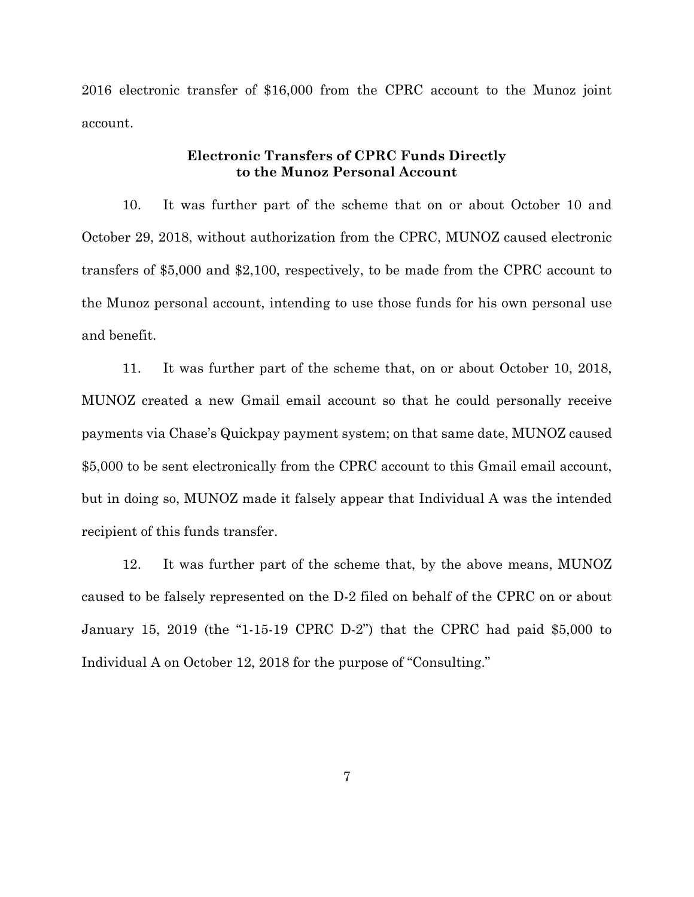2016 electronic transfer of $16,000 from the CPRC account to the Munoz joint account.

**Electronic Transfers of CPRC Funds Directly to the Munoz Personal Account**

10. It was further part of the scheme that on or about October 10 and October 29, 2018, without authorization from the CPRC, MUNOZ caused electronic transfers of $5,000 and $2,100, respectively, to be made from the CPRC account to the Munoz personal account, intending to use those funds for his own personal use and benefit.

11. It was further part of the scheme that, on or about October 10, 2018, MUNOZ created a new Gmail email account so that he could personally receive payments via Chase's Quickpay payment system; on that same date, MUNOZ caused $5,000 to be sent electronically from the CPRC account to this Gmail email account, but in doing so, MUNOZ made it falsely appear that Individual A was the intended recipient of this funds transfer.

12. It was further part of the scheme that, by the above means, MUNOZ caused to be falsely represented on the D-2 filed on behalf of the CPRC on or about January 15, 2019 (the "1-15-19 CPRC D-2") that the CPRC had paid $5,000 to Individual A on October 12, 2018 for the purpose of "Consulting."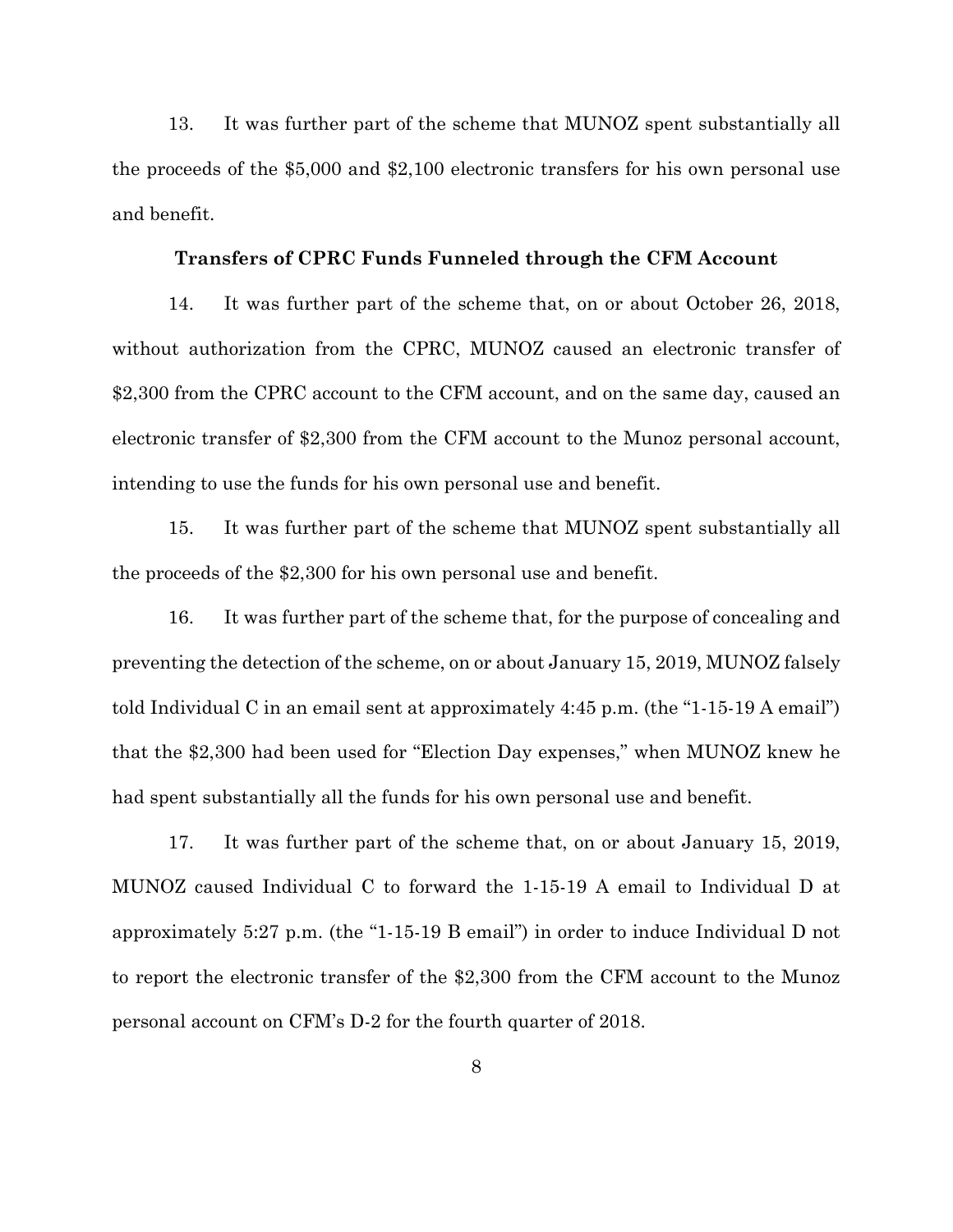13. It was further part of the scheme that MUNOZ spent substantially all the proceeds of the $5,000 and $2,100 electronic transfers for his own personal use and benefit.

**Transfers of CPRC Funds Funneled through the CFM Account**

14. It was further part of the scheme that, on or about October 26, 2018, without authorization from the CPRC, MUNOZ caused an electronic transfer of $2,300 from the CPRC account to the CFM account, and on the same day, caused an electronic transfer of $2,300 from the CFM account to the Munoz personal account, intending to use the funds for his own personal use and benefit.

15. It was further part of the scheme that MUNOZ spent substantially all the proceeds of the $2,300 for his own personal use and benefit.

16. It was further part of the scheme that, for the purpose of concealing and preventing the detection of the scheme, on or about January 15, 2019, MUNOZ falsely told Individual C in an email sent at approximately 4:45 p.m. (the "1-15-19 A email") that the $2,300 had been used for "Election Day expenses," when MUNOZ knew he had spent substantially all the funds for his own personal use and benefit.

17. It was further part of the scheme that, on or about January 15, 2019, MUNOZ caused Individual C to forward the 1-15-19 A email to Individual D at approximately 5:27 p.m. (the "1-15-19 B email") in order to induce Individual D not to report the electronic transfer of the $2,300 from the CFM account to the Munoz personal account on CFM's D-2 for the fourth quarter of 2018.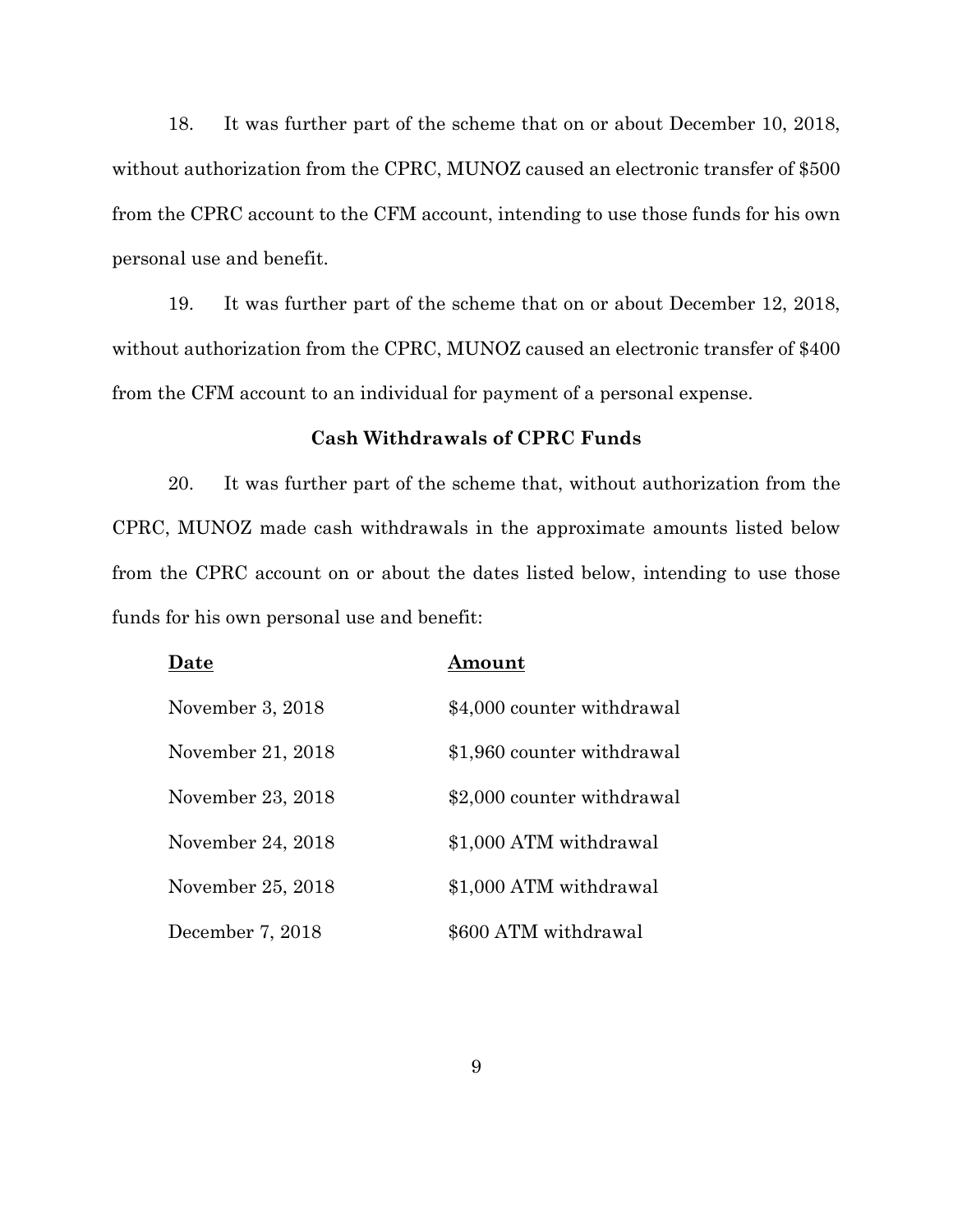18. It was further part of the scheme that on or about December 10, 2018, without authorization from the CPRC, MUNOZ caused an electronic transfer of $500 from the CPRC account to the CFM account, intending to use those funds for his own personal use and benefit.

19. It was further part of the scheme that on or about December 12, 2018, without authorization from the CPRC, MUNOZ caused an electronic transfer of $400 from the CFM account to an individual for payment of a personal expense.

**Cash Withdrawals of CPRC Funds**

20. It was further part of the scheme that, without authorization from the CPRC, MUNOZ made cash withdrawals in the approximate amounts listed below from the CPRC account on or about the dates listed below, intending to use those funds for his own personal use and benefit:

| Date | Amount |
| --- | --- |
| November 3, 2018 | $4,000 counter withdrawal |
| November 21, 2018 | $1,960 counter withdrawal |
| November 23, 2018 | $2,000 counter withdrawal |
| November 24, 2018 | $1,000 ATM withdrawal |
| November 25, 2018 | $1,000 ATM withdrawal |
| December 7, 2018 | $600 ATM withdrawal |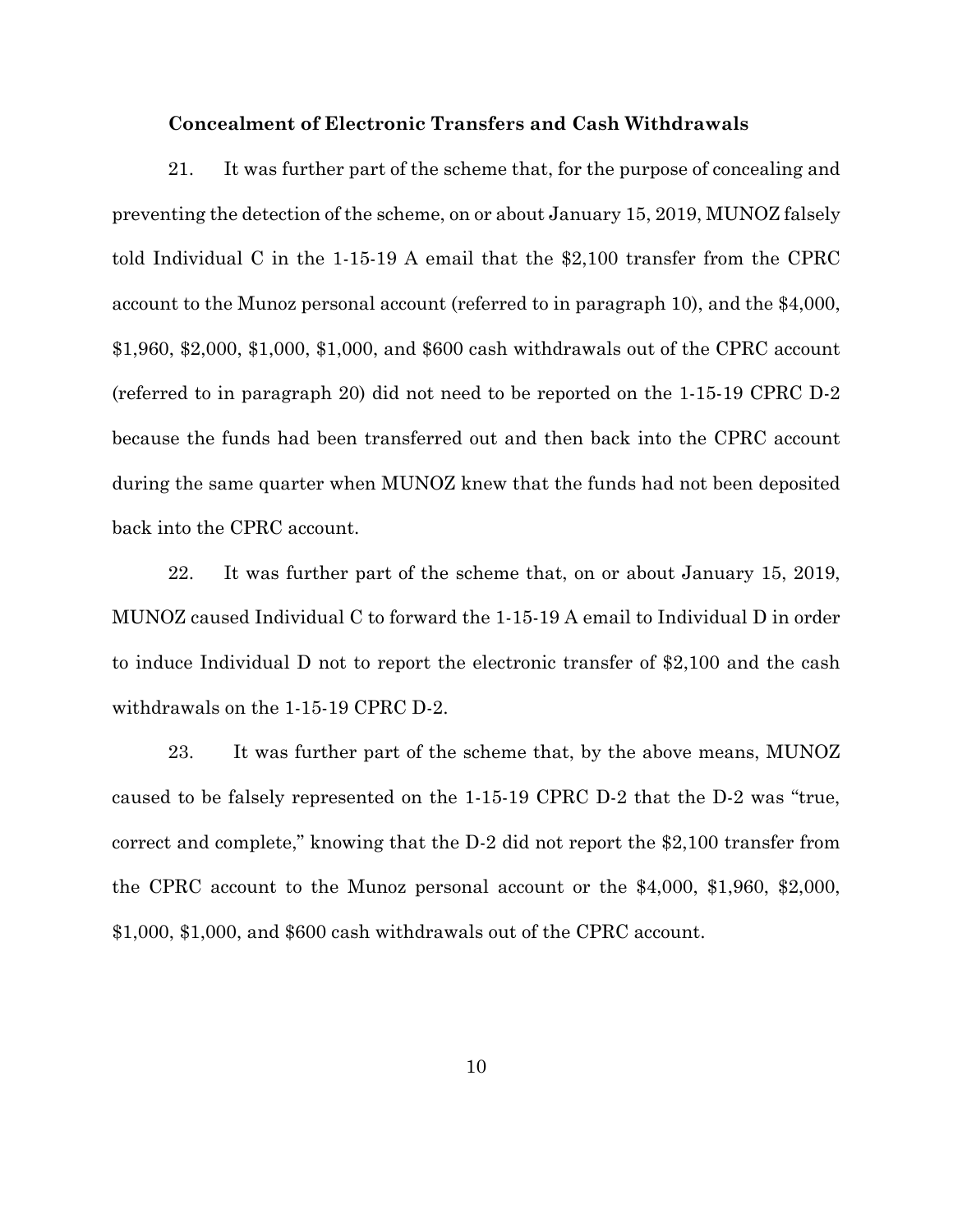### Concealment of Electronic Transfers and Cash Withdrawals

21. It was further part of the scheme that, for the purpose of concealing and preventing the detection of the scheme, on or about January 15, 2019, MUNOZ falsely told Individual C in the 1-15-19 A email that the $2,100 transfer from the CPRC account to the Munoz personal account (referred to in paragraph 10), and the $4,000, $1,960, $2,000, $1,000, $1,000, and $600 cash withdrawals out of the CPRC account (referred to in paragraph 20) did not need to be reported on the 1-15-19 CPRC D-2 because the funds had been transferred out and then back into the CPRC account during the same quarter when MUNOZ knew that the funds had not been deposited back into the CPRC account.

22. It was further part of the scheme that, on or about January 15, 2019, MUNOZ caused Individual C to forward the 1-15-19 A email to Individual D in order to induce Individual D not to report the electronic transfer of $2,100 and the cash withdrawals on the 1-15-19 CPRC D-2.

23. It was further part of the scheme that, by the above means, MUNOZ caused to be falsely represented on the 1-15-19 CPRC D-2 that the D-2 was "true, correct and complete," knowing that the D-2 did not report the $2,100 transfer from the CPRC account to the Munoz personal account or the $4,000, $1,960, $2,000, $1,000, $1,000, and $600 cash withdrawals out of the CPRC account.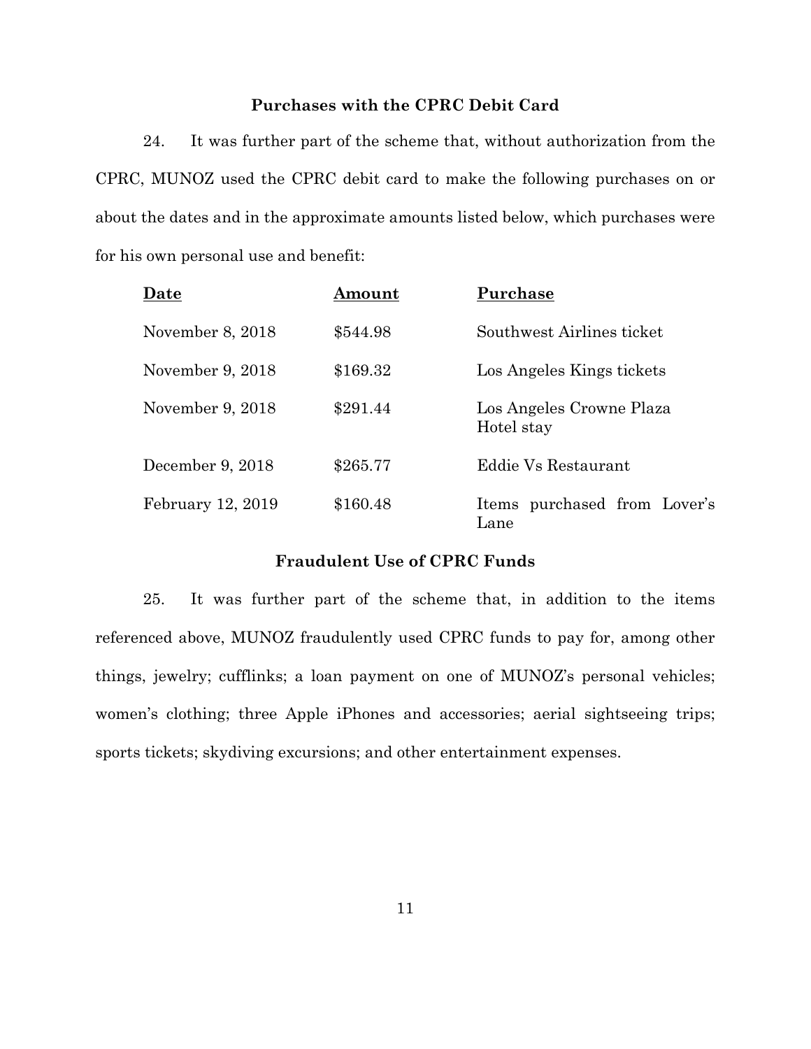### Purchases with the CPRC Debit Card

24. It was further part of the scheme that, without authorization from the CPRC, MUNOZ used the CPRC debit card to make the following purchases on or about the dates and in the approximate amounts listed below, which purchases were for his own personal use and benefit:

| Date | Amount | Purchase |
|---|---|---|
| November 8, 2018 | $544.98 | Southwest Airlines ticket |
| November 9, 2018 | $169.32 | Los Angeles Kings tickets |
| November 9, 2018 | $291.44 | Los Angeles Crowne Plaza Hotel stay |
| December 9, 2018 | $265.77 | Eddie Vs Restaurant |
| February 12, 2019 | $160.48 | Items purchased from Lover's Lane |

### Fraudulent Use of CPRC Funds

25. It was further part of the scheme that, in addition to the items referenced above, MUNOZ fraudulently used CPRC funds to pay for, among other things, jewelry; cufflinks; a loan payment on one of MUNOZ's personal vehicles; women's clothing; three Apple iPhones and accessories; aerial sightseeing trips; sports tickets; skydiving excursions; and other entertainment expenses.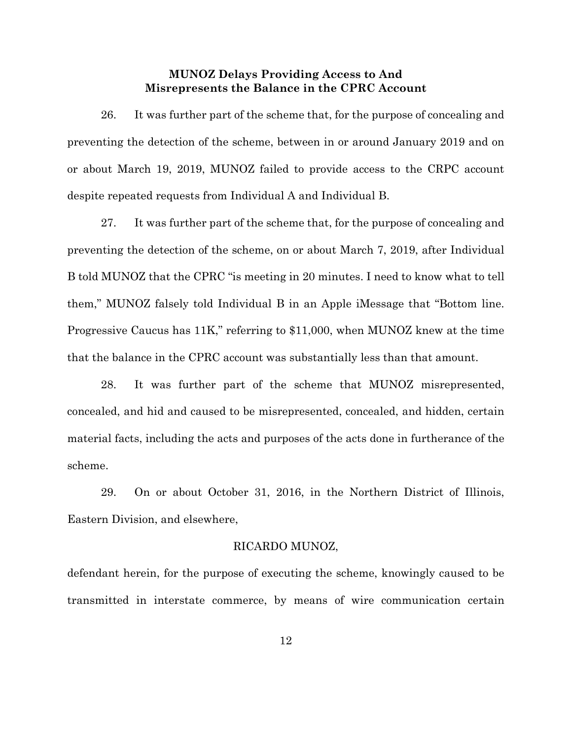### MUNOZ Delays Providing Access to And Misrepresents the Balance in the CPRC Account

26. It was further part of the scheme that, for the purpose of concealing and preventing the detection of the scheme, between in or around January 2019 and on or about March 19, 2019, MUNOZ failed to provide access to the CRPC account despite repeated requests from Individual A and Individual B.

27. It was further part of the scheme that, for the purpose of concealing and preventing the detection of the scheme, on or about March 7, 2019, after Individual B told MUNOZ that the CPRC "is meeting in 20 minutes. I need to know what to tell them," MUNOZ falsely told Individual B in an Apple iMessage that "Bottom line. Progressive Caucus has 11K," referring to $11,000, when MUNOZ knew at the time that the balance in the CPRC account was substantially less than that amount.

28. It was further part of the scheme that MUNOZ misrepresented, concealed, and hid and caused to be misrepresented, concealed, and hidden, certain material facts, including the acts and purposes of the acts done in furtherance of the scheme.

29. On or about October 31, 2016, in the Northern District of Illinois, Eastern Division, and elsewhere,

RICARDO MUNOZ,

defendant herein, for the purpose of executing the scheme, knowingly caused to be transmitted in interstate commerce, by means of wire communication certain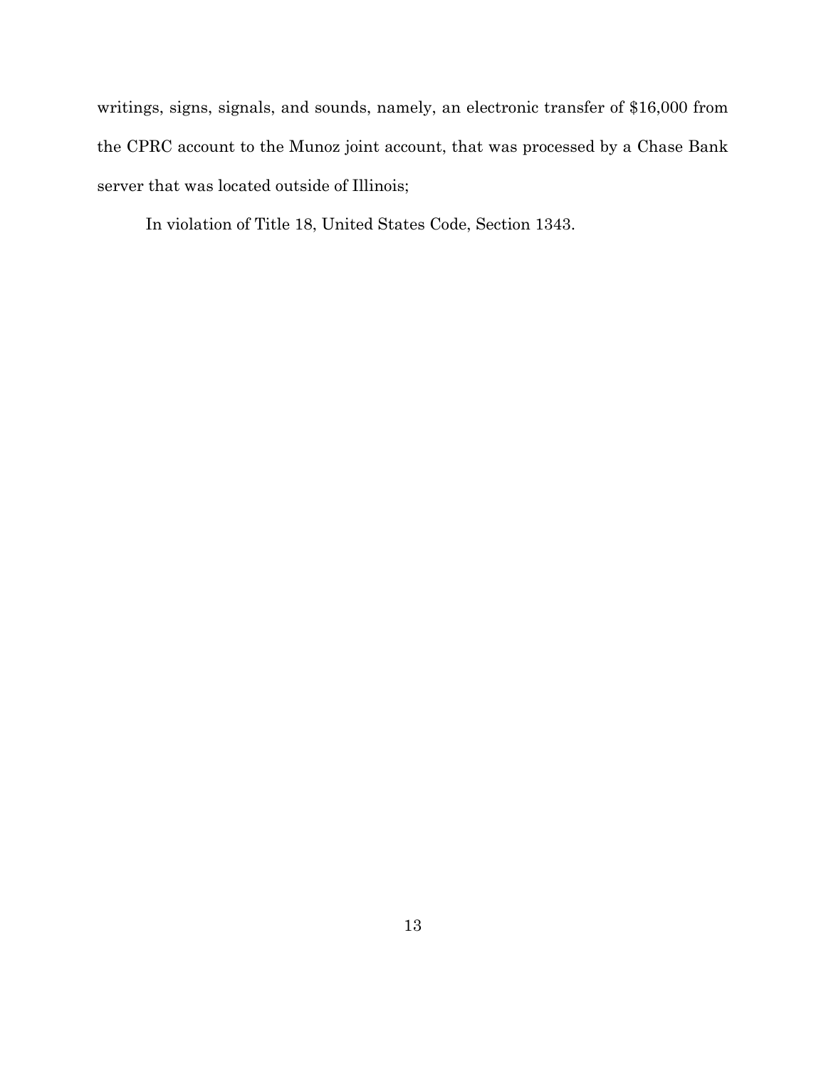writings, signs, signals, and sounds, namely, an electronic transfer of $16,000 from the CPRC account to the Munoz joint account, that was processed by a Chase Bank server that was located outside of Illinois;

In violation of Title 18, United States Code, Section 1343.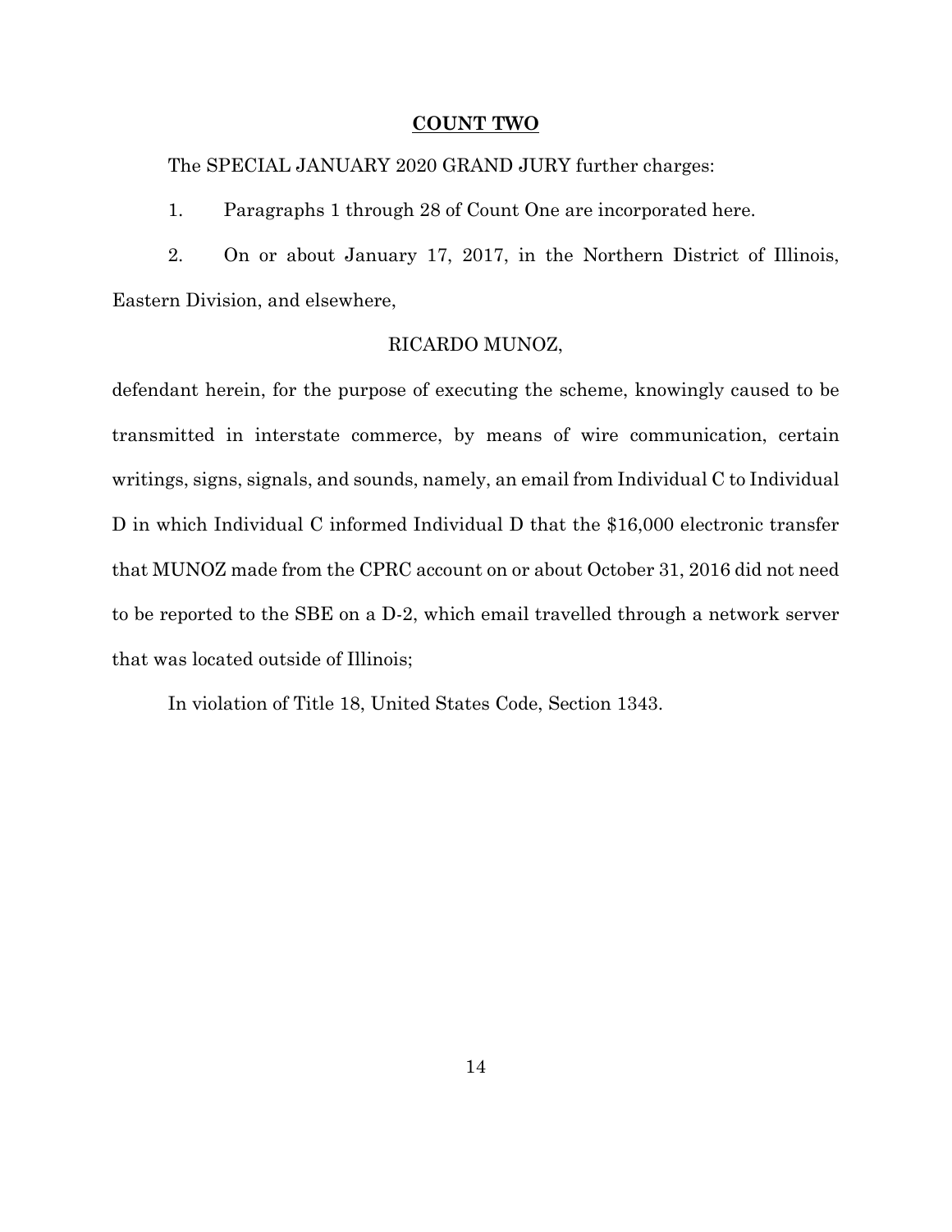**COUNT TWO**

The SPECIAL JANUARY 2020 GRAND JURY further charges:

1. Paragraphs 1 through 28 of Count One are incorporated here.

2. On or about January 17, 2017, in the Northern District of Illinois, Eastern Division, and elsewhere,

RICARDO MUNOZ,

defendant herein, for the purpose of executing the scheme, knowingly caused to be transmitted in interstate commerce, by means of wire communication, certain writings, signs, signals, and sounds, namely, an email from Individual C to Individual D in which Individual C informed Individual D that the $16,000 electronic transfer that MUNOZ made from the CPRC account on or about October 31, 2016 did not need to be reported to the SBE on a D-2, which email travelled through a network server that was located outside of Illinois;

In violation of Title 18, United States Code, Section 1343.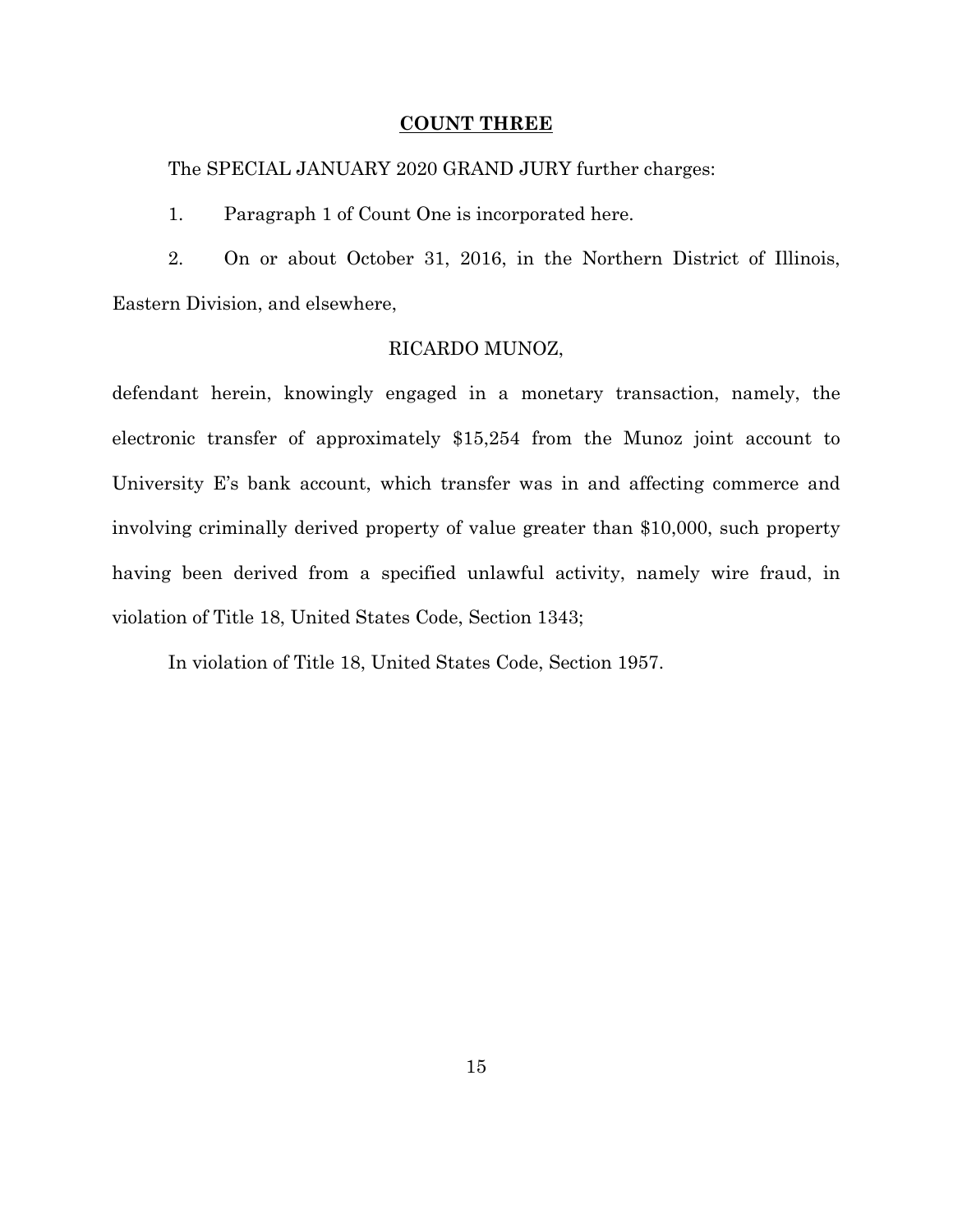**COUNT THREE**

The SPECIAL JANUARY 2020 GRAND JURY further charges:

1. Paragraph 1 of Count One is incorporated here.

2. On or about October 31, 2016, in the Northern District of Illinois, Eastern Division, and elsewhere,

RICARDO MUNOZ,

defendant herein, knowingly engaged in a monetary transaction, namely, the electronic transfer of approximately $15,254 from the Munoz joint account to University E's bank account, which transfer was in and affecting commerce and involving criminally derived property of value greater than $10,000, such property having been derived from a specified unlawful activity, namely wire fraud, in violation of Title 18, United States Code, Section 1343;

In violation of Title 18, United States Code, Section 1957.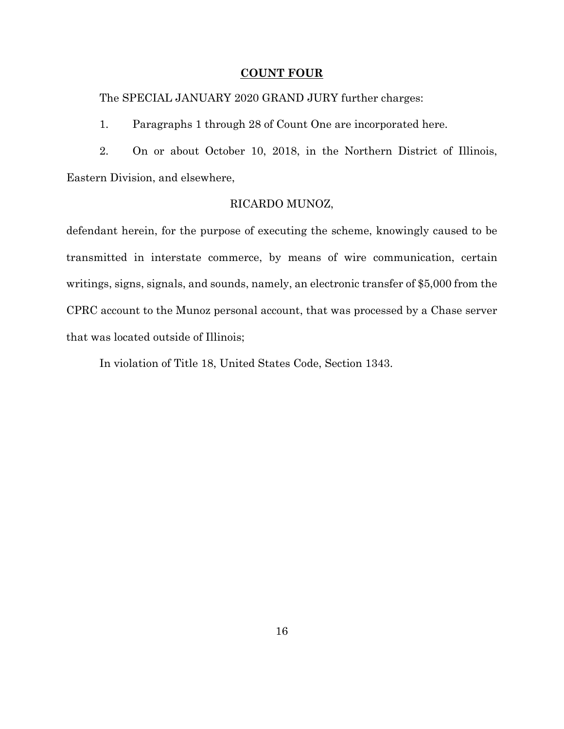## COUNT FOUR

The SPECIAL JANUARY 2020 GRAND JURY further charges:

1. Paragraphs 1 through 28 of Count One are incorporated here.

2. On or about October 10, 2018, in the Northern District of Illinois, Eastern Division, and elsewhere,

RICARDO MUNOZ,

defendant herein, for the purpose of executing the scheme, knowingly caused to be transmitted in interstate commerce, by means of wire communication, certain writings, signs, signals, and sounds, namely, an electronic transfer of $5,000 from the CPRC account to the Munoz personal account, that was processed by a Chase server that was located outside of Illinois;

In violation of Title 18, United States Code, Section 1343.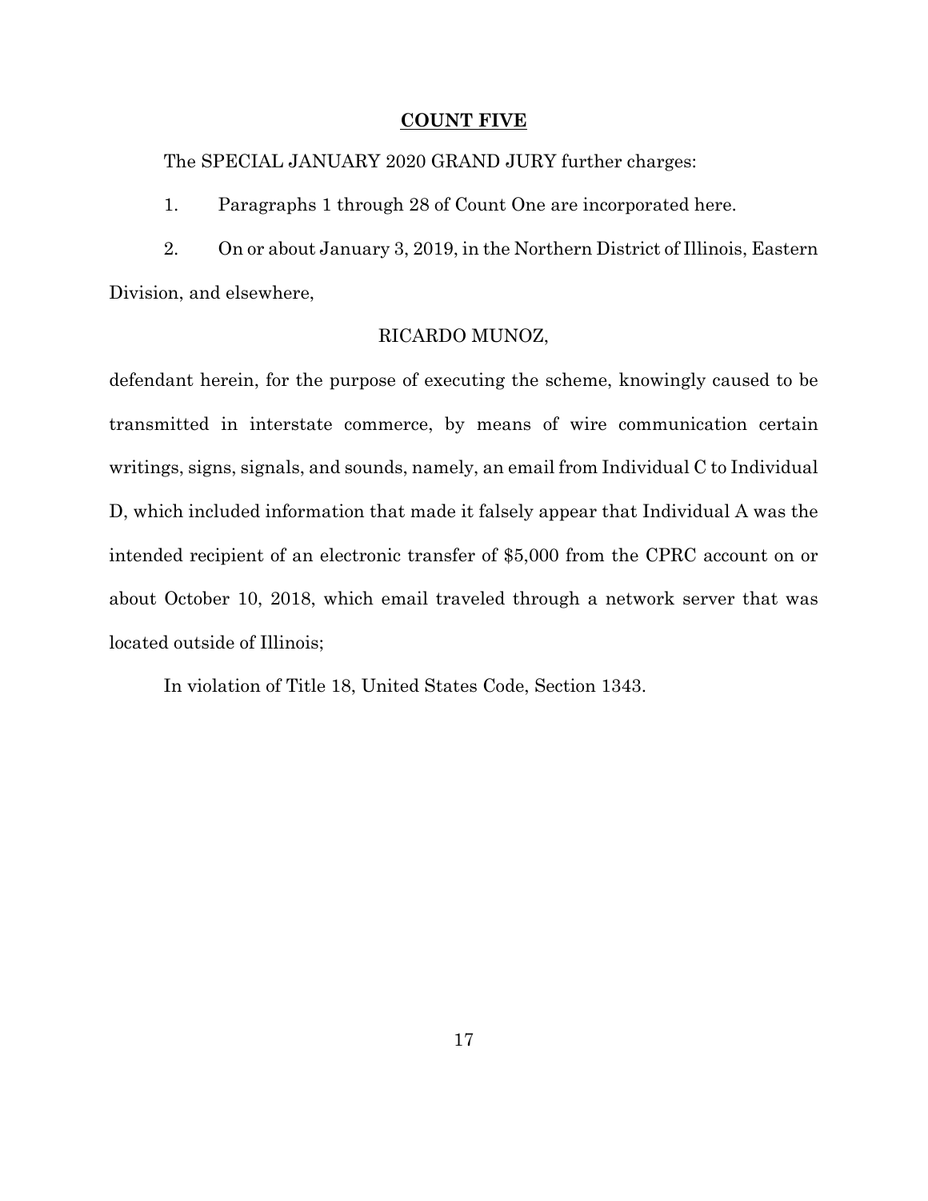**COUNT FIVE**

The SPECIAL JANUARY 2020 GRAND JURY further charges:

1. Paragraphs 1 through 28 of Count One are incorporated here.

2. On or about January 3, 2019, in the Northern District of Illinois, Eastern Division, and elsewhere,

RICARDO MUNOZ,

defendant herein, for the purpose of executing the scheme, knowingly caused to be transmitted in interstate commerce, by means of wire communication certain writings, signs, signals, and sounds, namely, an email from Individual C to Individual D, which included information that made it falsely appear that Individual A was the intended recipient of an electronic transfer of $5,000 from the CPRC account on or about October 10, 2018, which email traveled through a network server that was located outside of Illinois;

In violation of Title 18, United States Code, Section 1343.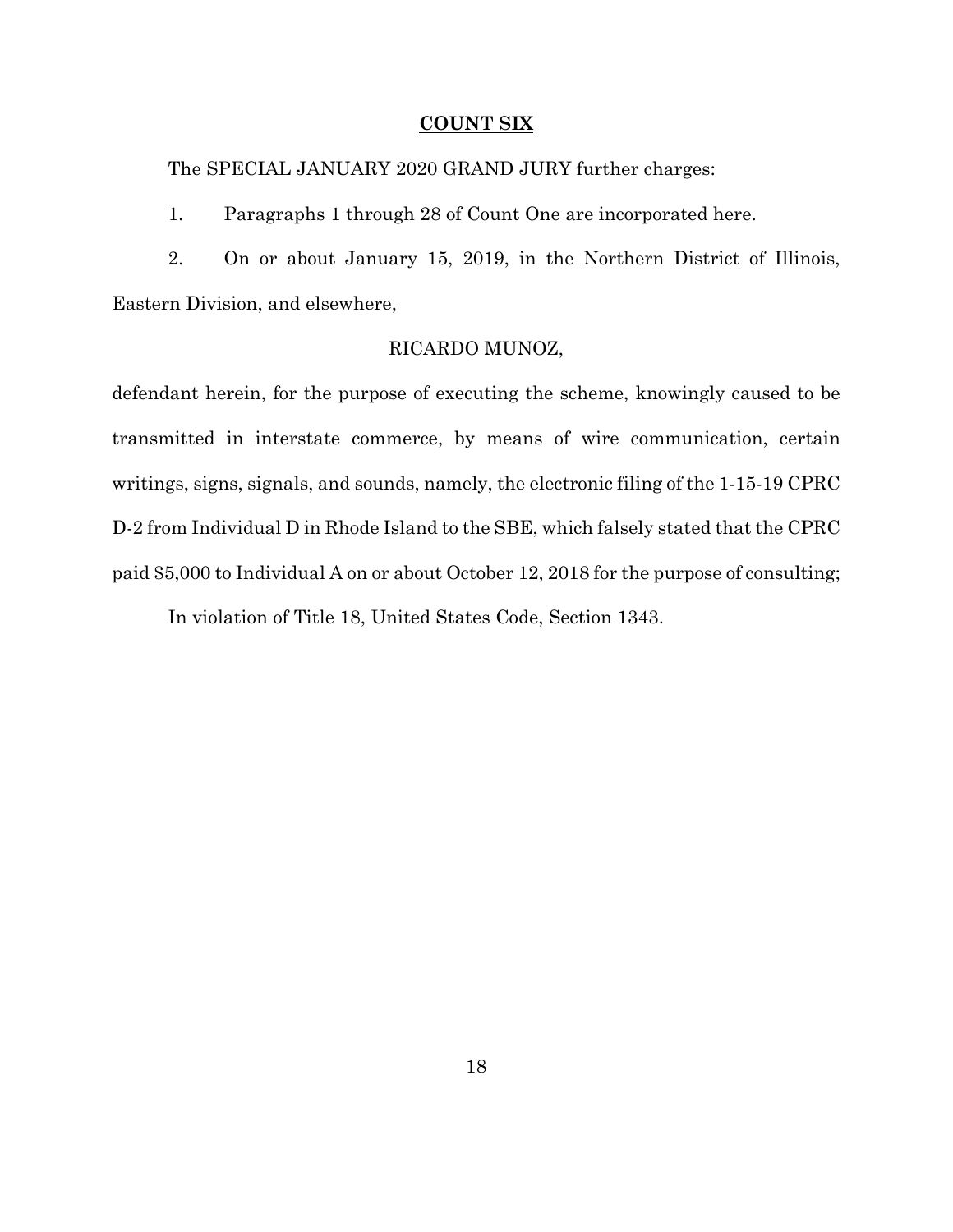## COUNT SIX

The SPECIAL JANUARY 2020 GRAND JURY further charges:

1. Paragraphs 1 through 28 of Count One are incorporated here.

2. On or about January 15, 2019, in the Northern District of Illinois, Eastern Division, and elsewhere,

RICARDO MUNOZ,

defendant herein, for the purpose of executing the scheme, knowingly caused to be transmitted in interstate commerce, by means of wire communication, certain writings, signs, signals, and sounds, namely, the electronic filing of the 1-15-19 CPRC D-2 from Individual D in Rhode Island to the SBE, which falsely stated that the CPRC paid $5,000 to Individual A on or about October 12, 2018 for the purpose of consulting;

In violation of Title 18, United States Code, Section 1343.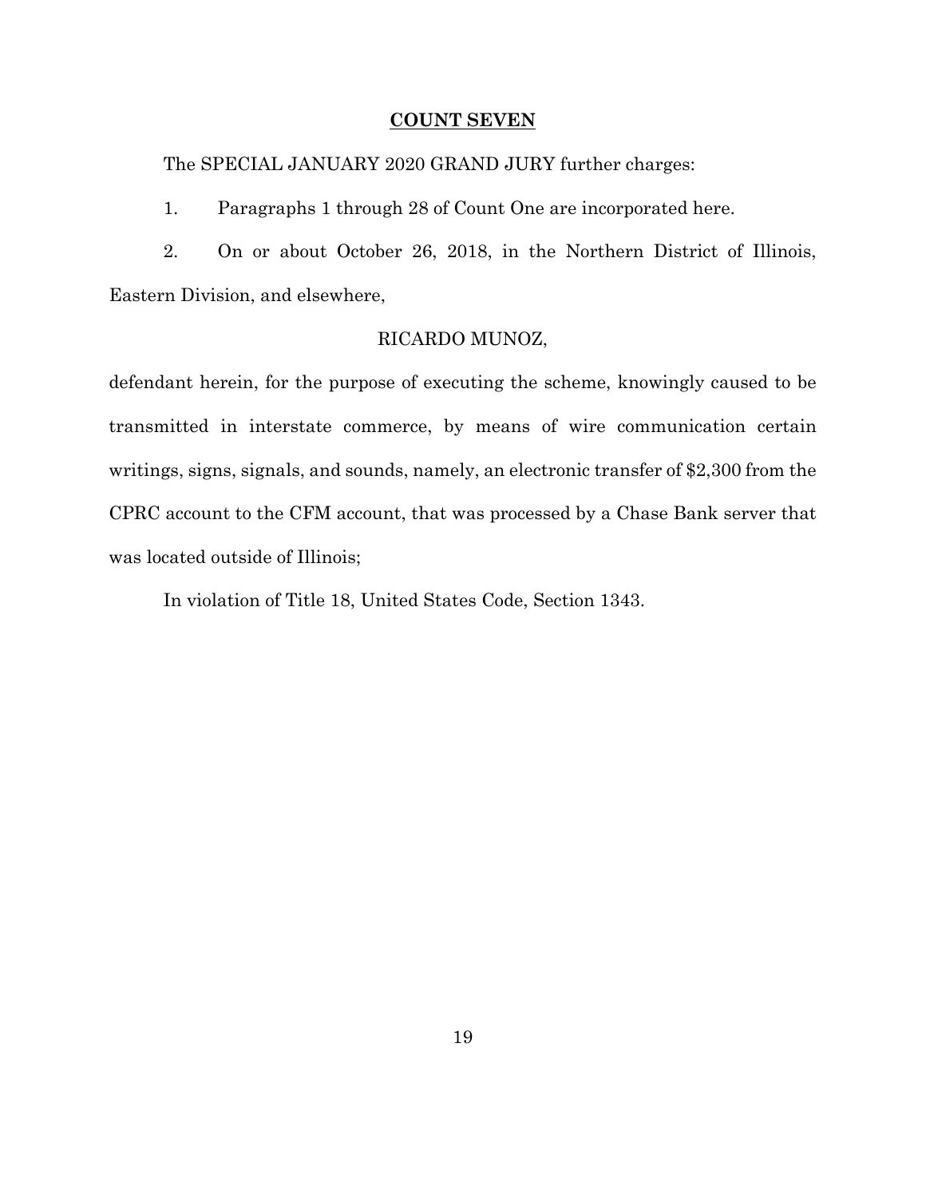## COUNT SEVEN

The SPECIAL JANUARY 2020 GRAND JURY further charges:

1. Paragraphs 1 through 28 of Count One are incorporated here.

2. On or about October 26, 2018, in the Northern District of Illinois, Eastern Division, and elsewhere,

RICARDO MUNOZ,

defendant herein, for the purpose of executing the scheme, knowingly caused to be transmitted in interstate commerce, by means of wire communication certain writings, signs, signals, and sounds, namely, an electronic transfer of $2,300 from the CPRC account to the CFM account, that was processed by a Chase Bank server that was located outside of Illinois;

In violation of Title 18, United States Code, Section 1343.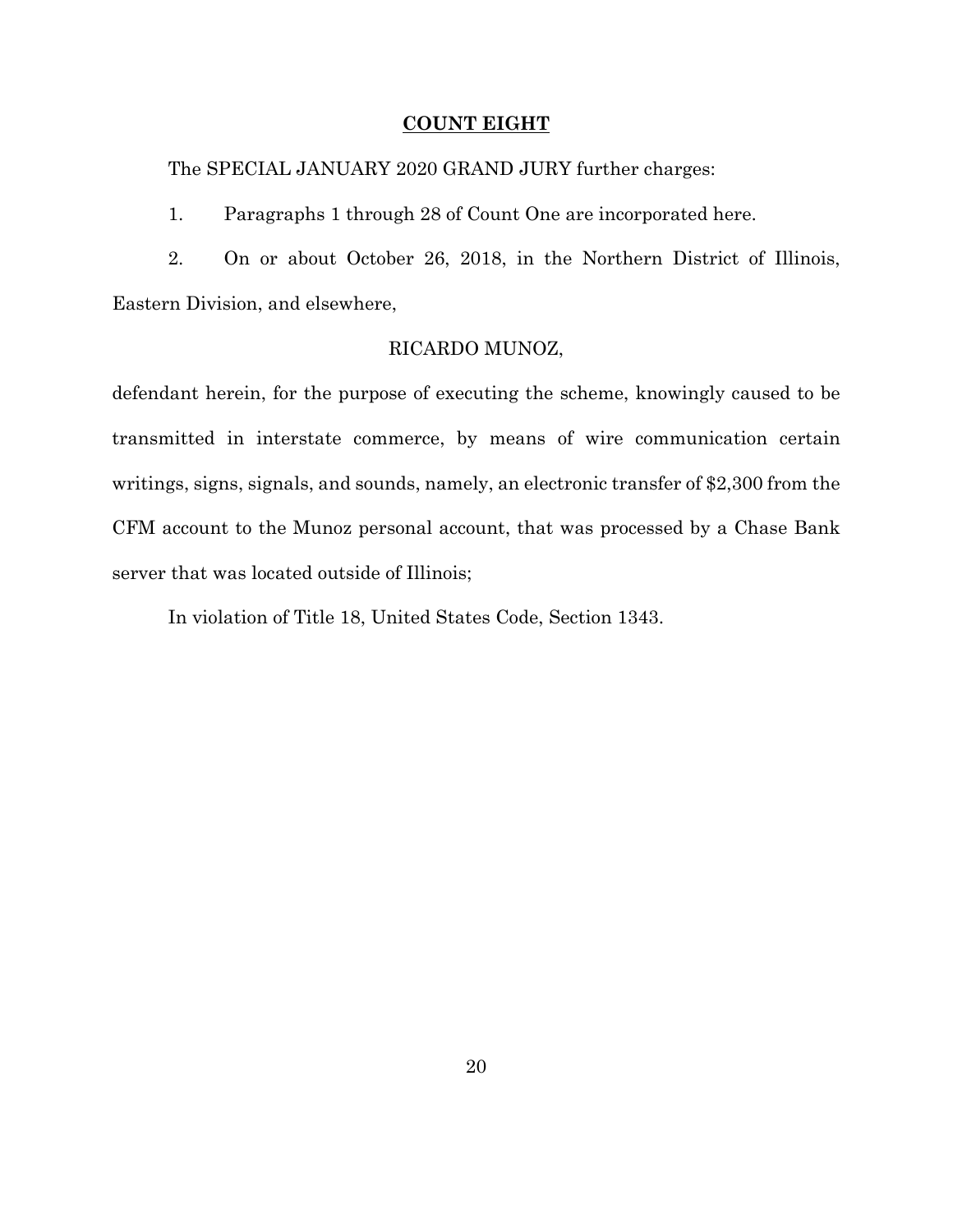## COUNT EIGHT

The SPECIAL JANUARY 2020 GRAND JURY further charges:

1. Paragraphs 1 through 28 of Count One are incorporated here.

2. On or about October 26, 2018, in the Northern District of Illinois, Eastern Division, and elsewhere,

RICARDO MUNOZ,

defendant herein, for the purpose of executing the scheme, knowingly caused to be transmitted in interstate commerce, by means of wire communication certain writings, signs, signals, and sounds, namely, an electronic transfer of $2,300 from the CFM account to the Munoz personal account, that was processed by a Chase Bank server that was located outside of Illinois;

In violation of Title 18, United States Code, Section 1343.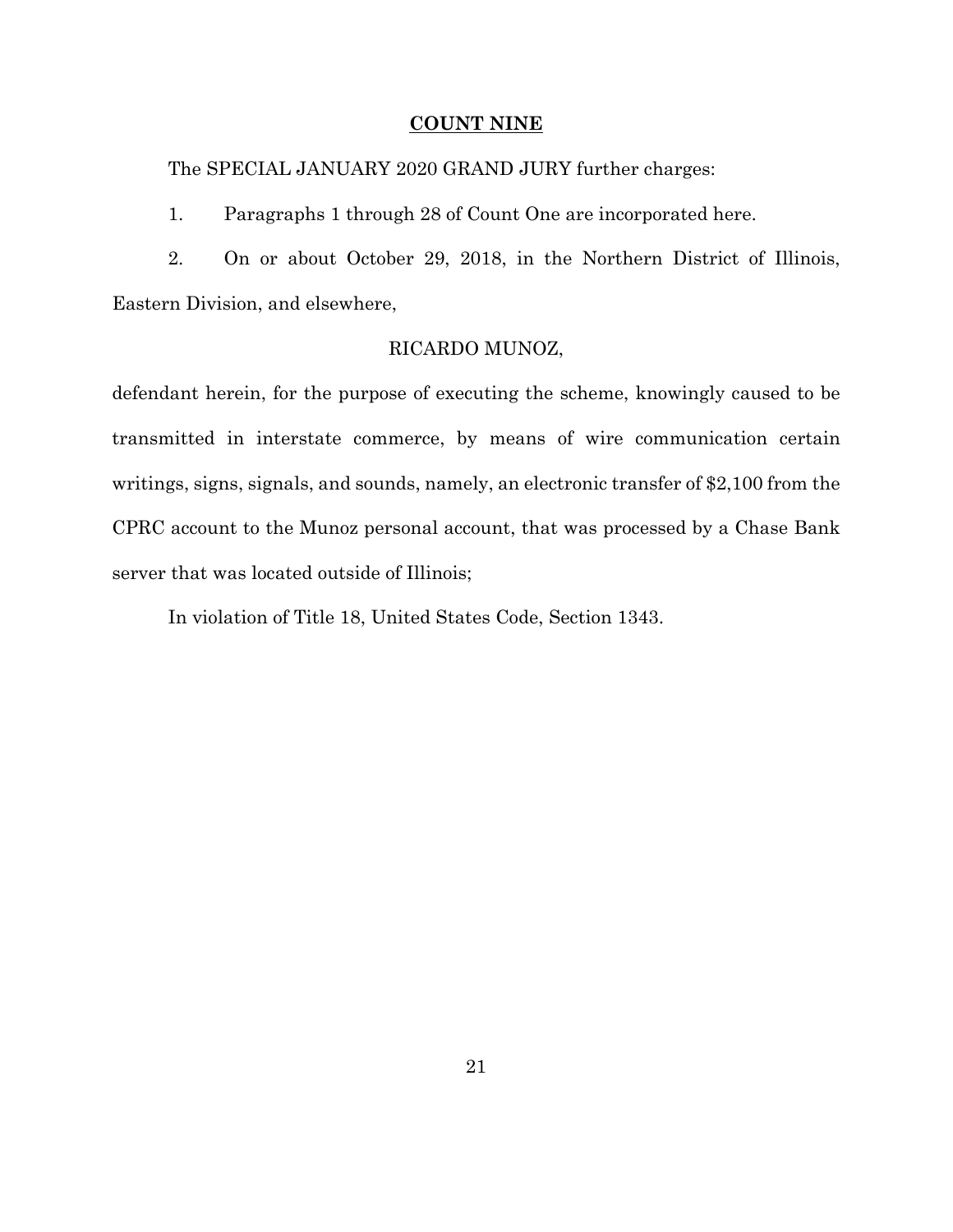## **COUNT NINE**

The SPECIAL JANUARY 2020 GRAND JURY further charges:

1. Paragraphs 1 through 28 of Count One are incorporated here.

2. On or about October 29, 2018, in the Northern District of Illinois, Eastern Division, and elsewhere,

RICARDO MUNOZ,

defendant herein, for the purpose of executing the scheme, knowingly caused to be transmitted in interstate commerce, by means of wire communication certain writings, signs, signals, and sounds, namely, an electronic transfer of $2,100 from the CPRC account to the Munoz personal account, that was processed by a Chase Bank server that was located outside of Illinois;

In violation of Title 18, United States Code, Section 1343.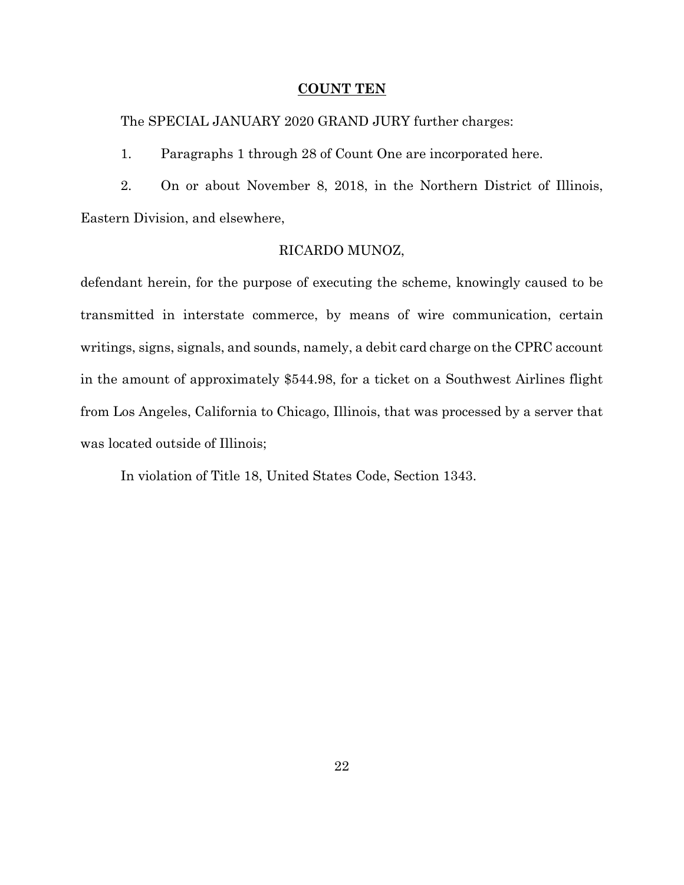## COUNT TEN

The SPECIAL JANUARY 2020 GRAND JURY further charges:

1. Paragraphs 1 through 28 of Count One are incorporated here.

2. On or about November 8, 2018, in the Northern District of Illinois, Eastern Division, and elsewhere,

RICARDO MUNOZ,

defendant herein, for the purpose of executing the scheme, knowingly caused to be transmitted in interstate commerce, by means of wire communication, certain writings, signs, signals, and sounds, namely, a debit card charge on the CPRC account in the amount of approximately $544.98, for a ticket on a Southwest Airlines flight from Los Angeles, California to Chicago, Illinois, that was processed by a server that was located outside of Illinois;

In violation of Title 18, United States Code, Section 1343.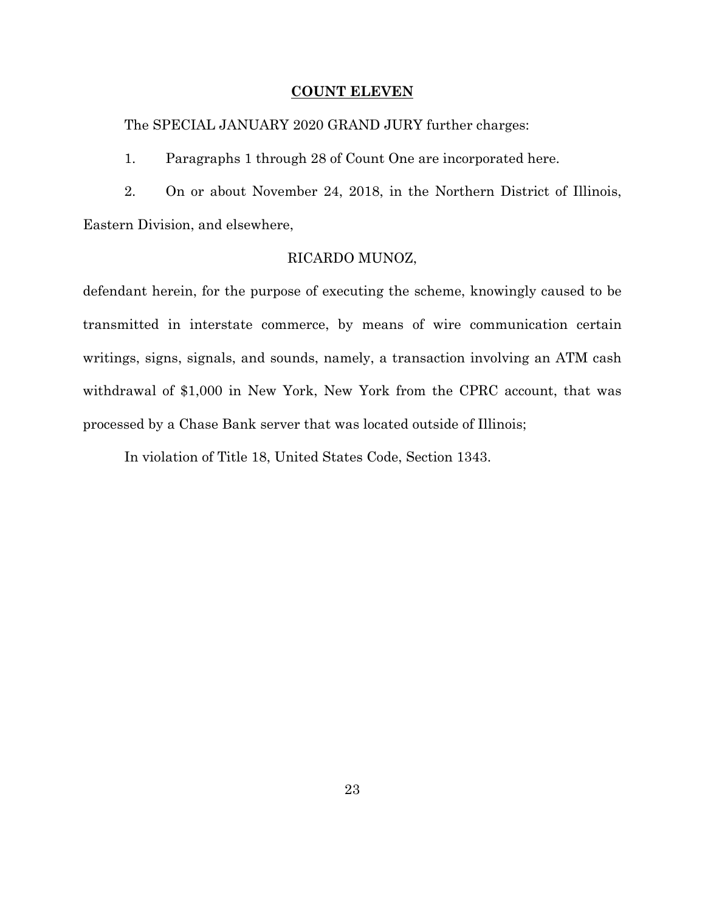## COUNT ELEVEN

The SPECIAL JANUARY 2020 GRAND JURY further charges:

1. Paragraphs 1 through 28 of Count One are incorporated here.

2. On or about November 24, 2018, in the Northern District of Illinois, Eastern Division, and elsewhere,

RICARDO MUNOZ,

defendant herein, for the purpose of executing the scheme, knowingly caused to be transmitted in interstate commerce, by means of wire communication certain writings, signs, signals, and sounds, namely, a transaction involving an ATM cash withdrawal of $1,000 in New York, New York from the CPRC account, that was processed by a Chase Bank server that was located outside of Illinois;

In violation of Title 18, United States Code, Section 1343.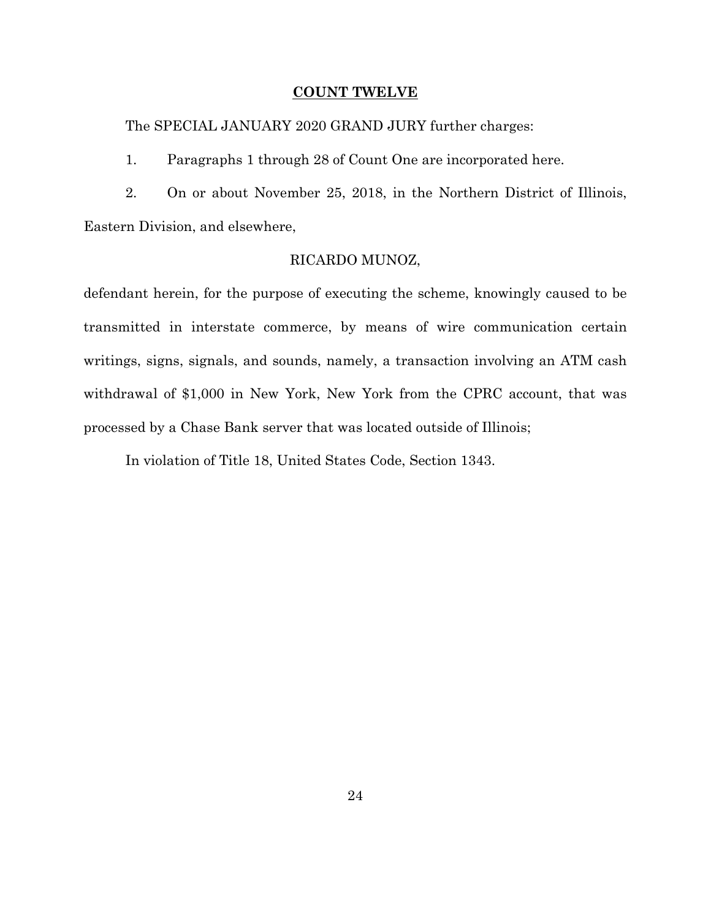**COUNT TWELVE**

The SPECIAL JANUARY 2020 GRAND JURY further charges:

1. Paragraphs 1 through 28 of Count One are incorporated here.

2. On or about November 25, 2018, in the Northern District of Illinois, Eastern Division, and elsewhere,

RICARDO MUNOZ,

defendant herein, for the purpose of executing the scheme, knowingly caused to be transmitted in interstate commerce, by means of wire communication certain writings, signs, signals, and sounds, namely, a transaction involving an ATM cash withdrawal of $1,000 in New York, New York from the CPRC account, that was processed by a Chase Bank server that was located outside of Illinois;

In violation of Title 18, United States Code, Section 1343.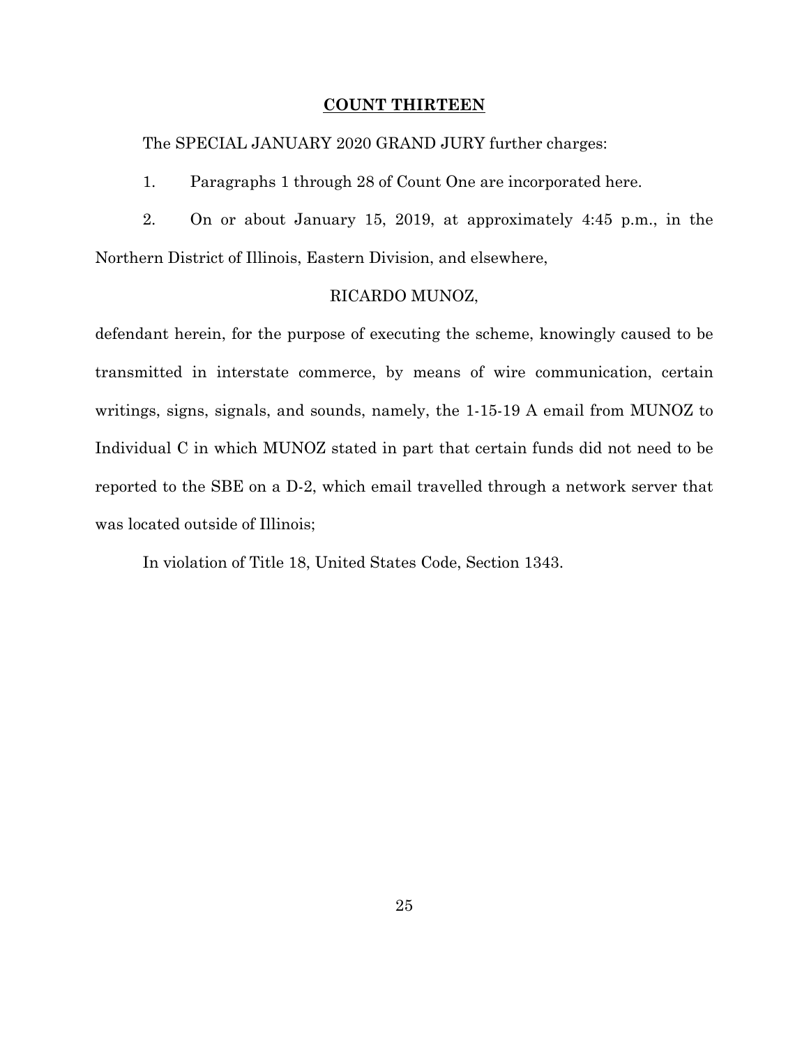## COUNT THIRTEEN

The SPECIAL JANUARY 2020 GRAND JURY further charges:

1. Paragraphs 1 through 28 of Count One are incorporated here.

2. On or about January 15, 2019, at approximately 4:45 p.m., in the Northern District of Illinois, Eastern Division, and elsewhere,

RICARDO MUNOZ,

defendant herein, for the purpose of executing the scheme, knowingly caused to be transmitted in interstate commerce, by means of wire communication, certain writings, signs, signals, and sounds, namely, the 1-15-19 A email from MUNOZ to Individual C in which MUNOZ stated in part that certain funds did not need to be reported to the SBE on a D-2, which email travelled through a network server that was located outside of Illinois;

In violation of Title 18, United States Code, Section 1343.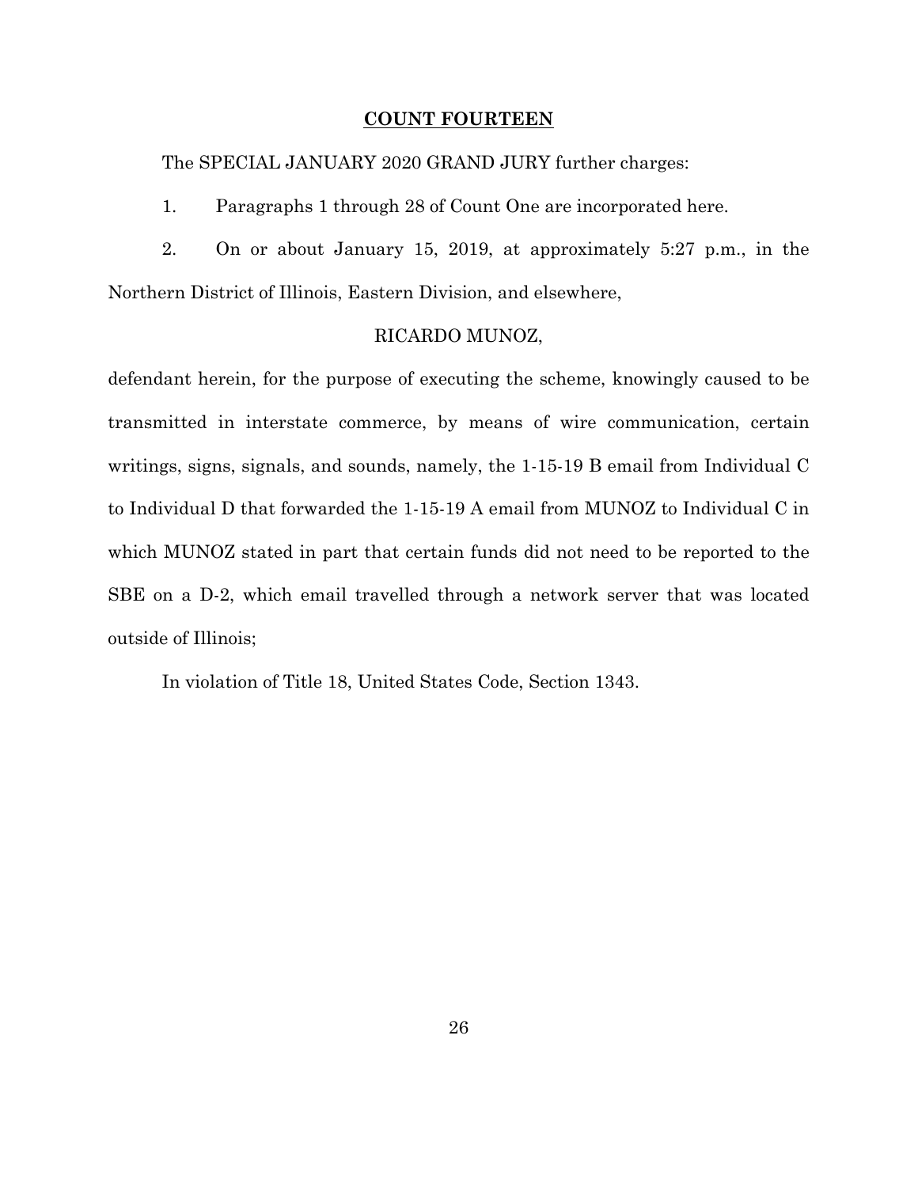**COUNT FOURTEEN**

The SPECIAL JANUARY 2020 GRAND JURY further charges:

1. Paragraphs 1 through 28 of Count One are incorporated here.

2. On or about January 15, 2019, at approximately 5:27 p.m., in the Northern District of Illinois, Eastern Division, and elsewhere,

RICARDO MUNOZ,

defendant herein, for the purpose of executing the scheme, knowingly caused to be transmitted in interstate commerce, by means of wire communication, certain writings, signs, signals, and sounds, namely, the 1-15-19 B email from Individual C to Individual D that forwarded the 1-15-19 A email from MUNOZ to Individual C in which MUNOZ stated in part that certain funds did not need to be reported to the SBE on a D-2, which email travelled through a network server that was located outside of Illinois;

In violation of Title 18, United States Code, Section 1343.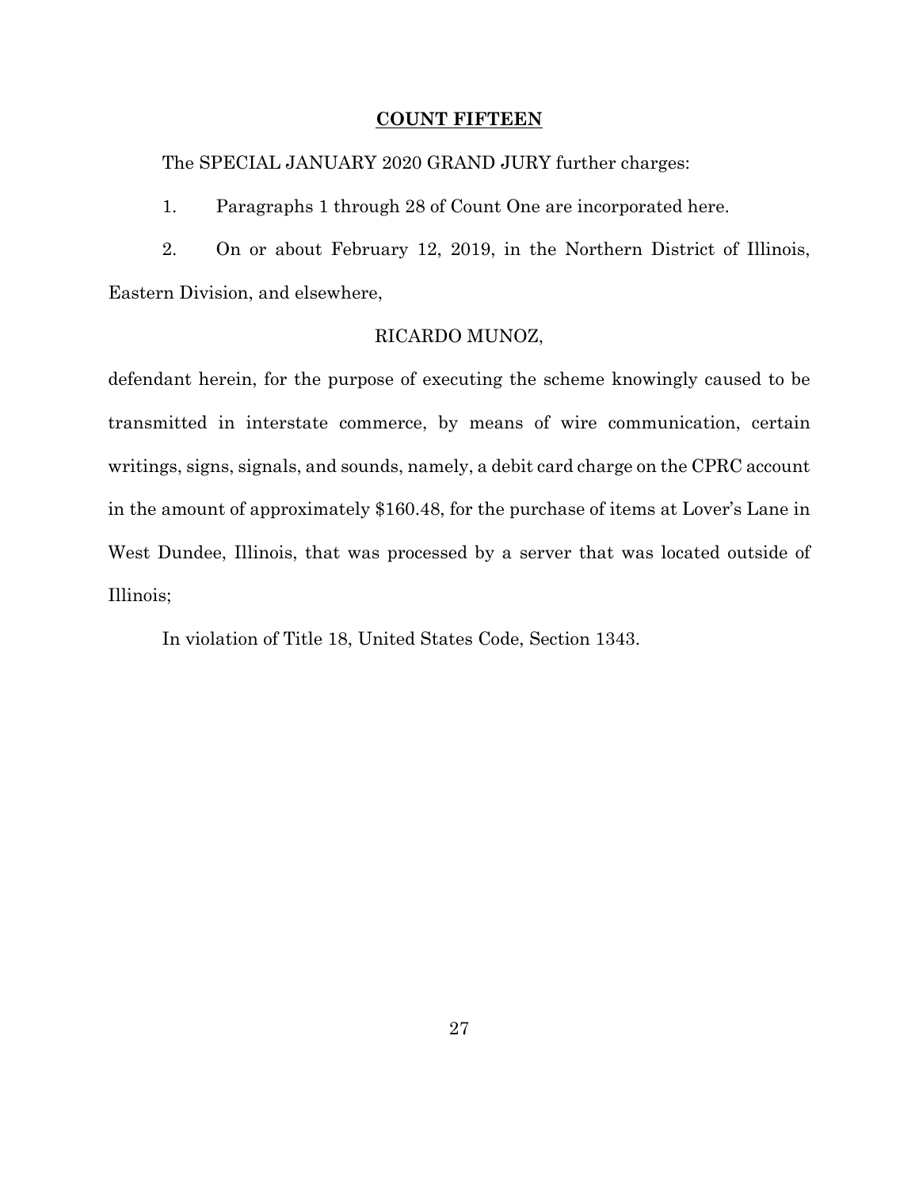**COUNT FIFTEEN**

The SPECIAL JANUARY 2020 GRAND JURY further charges:

1. Paragraphs 1 through 28 of Count One are incorporated here.

2. On or about February 12, 2019, in the Northern District of Illinois, Eastern Division, and elsewhere,

RICARDO MUNOZ,

defendant herein, for the purpose of executing the scheme knowingly caused to be transmitted in interstate commerce, by means of wire communication, certain writings, signs, signals, and sounds, namely, a debit card charge on the CPRC account in the amount of approximately $160.48, for the purchase of items at Lover's Lane in West Dundee, Illinois, that was processed by a server that was located outside of Illinois;

In violation of Title 18, United States Code, Section 1343.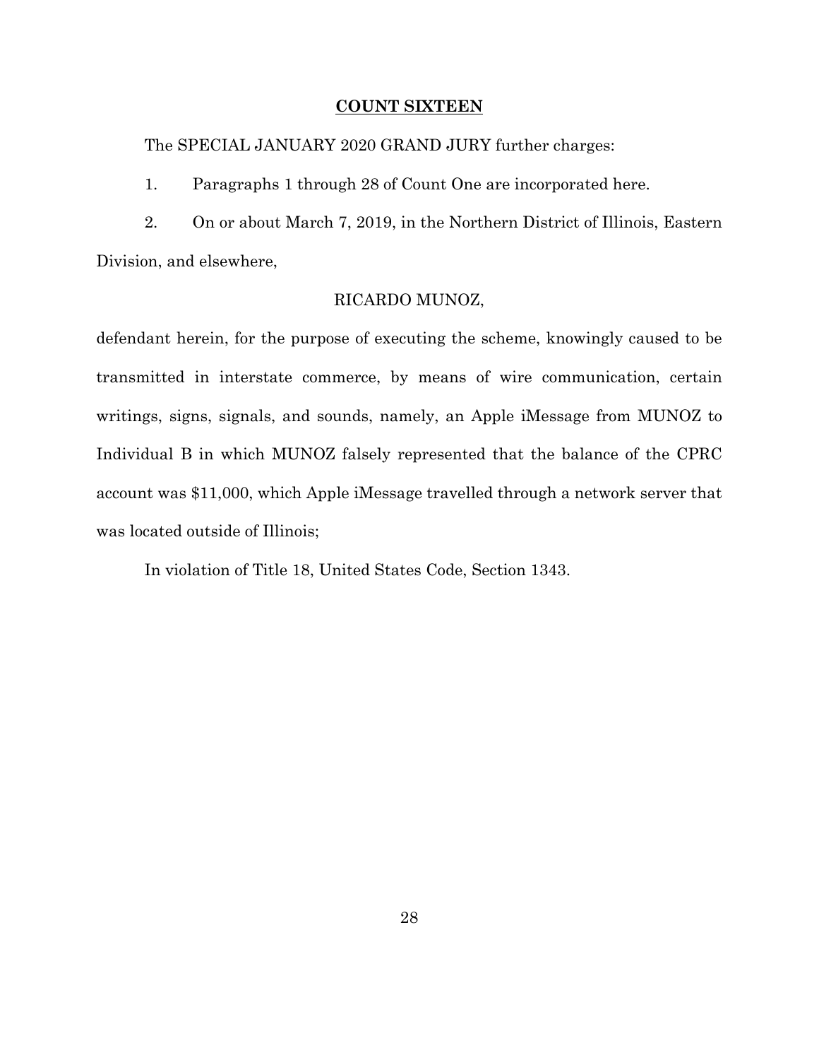## COUNT SIXTEEN

The SPECIAL JANUARY 2020 GRAND JURY further charges:

1. Paragraphs 1 through 28 of Count One are incorporated here.

2. On or about March 7, 2019, in the Northern District of Illinois, Eastern Division, and elsewhere,

RICARDO MUNOZ,

defendant herein, for the purpose of executing the scheme, knowingly caused to be transmitted in interstate commerce, by means of wire communication, certain writings, signs, signals, and sounds, namely, an Apple iMessage from MUNOZ to Individual B in which MUNOZ falsely represented that the balance of the CPRC account was $11,000, which Apple iMessage travelled through a network server that was located outside of Illinois;

In violation of Title 18, United States Code, Section 1343.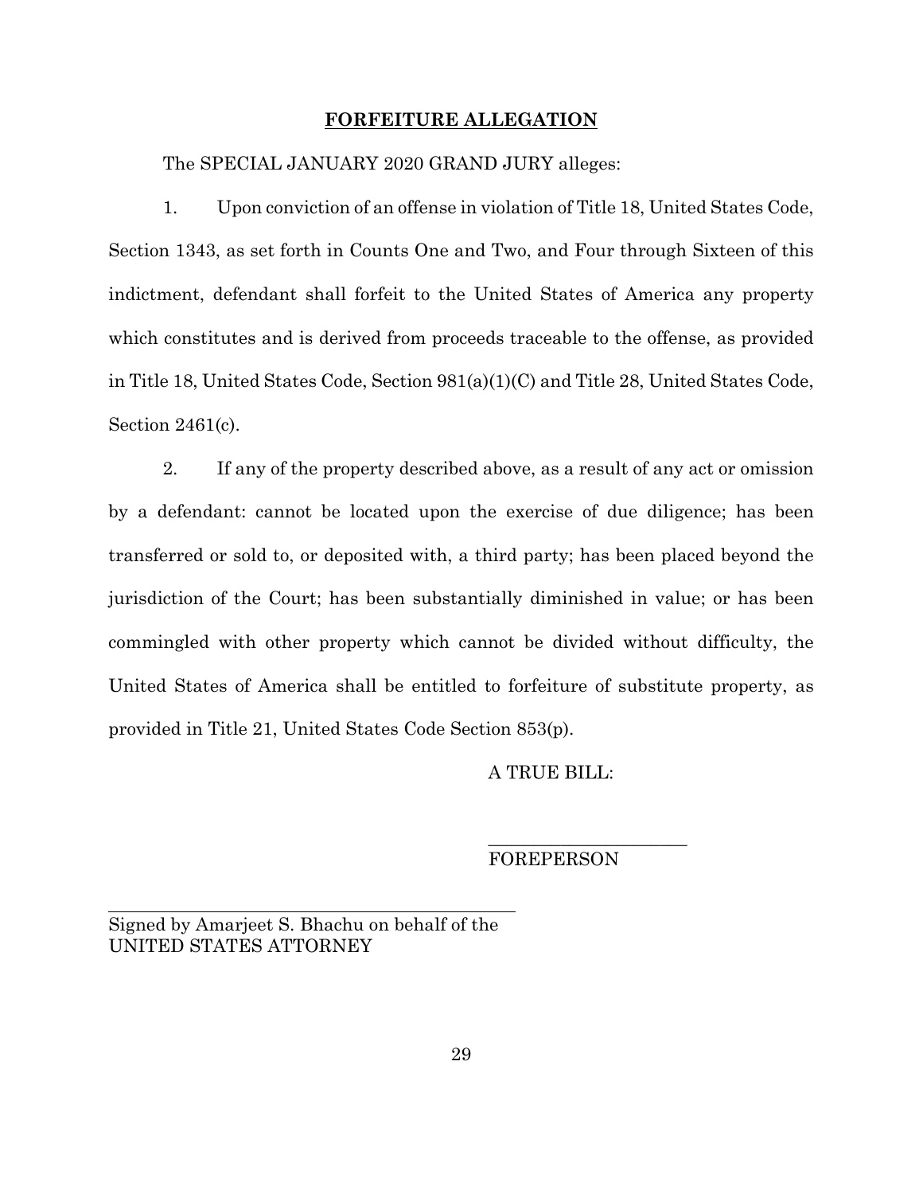**FORFEITURE ALLEGATION**

The SPECIAL JANUARY 2020 GRAND JURY alleges:

1. Upon conviction of an offense in violation of Title 18, United States Code, Section 1343, as set forth in Counts One and Two, and Four through Sixteen of this indictment, defendant shall forfeit to the United States of America any property which constitutes and is derived from proceeds traceable to the offense, as provided in Title 18, United States Code, Section 981(a)(1)(C) and Title 28, United States Code, Section 2461(c).

2. If any of the property described above, as a result of any act or omission by a defendant: cannot be located upon the exercise of due diligence; has been transferred or sold to, or deposited with, a third party; has been placed beyond the jurisdiction of the Court; has been substantially diminished in value; or has been commingled with other property which cannot be divided without difficulty, the United States of America shall be entitled to forfeiture of substitute property, as provided in Title 21, United States Code Section 853(p).

A TRUE BILL:

_____________________
FOREPERSON

_____________________________________________
Signed by Amarjeet S. Bhachu on behalf of the
UNITED STATES ATTORNEY